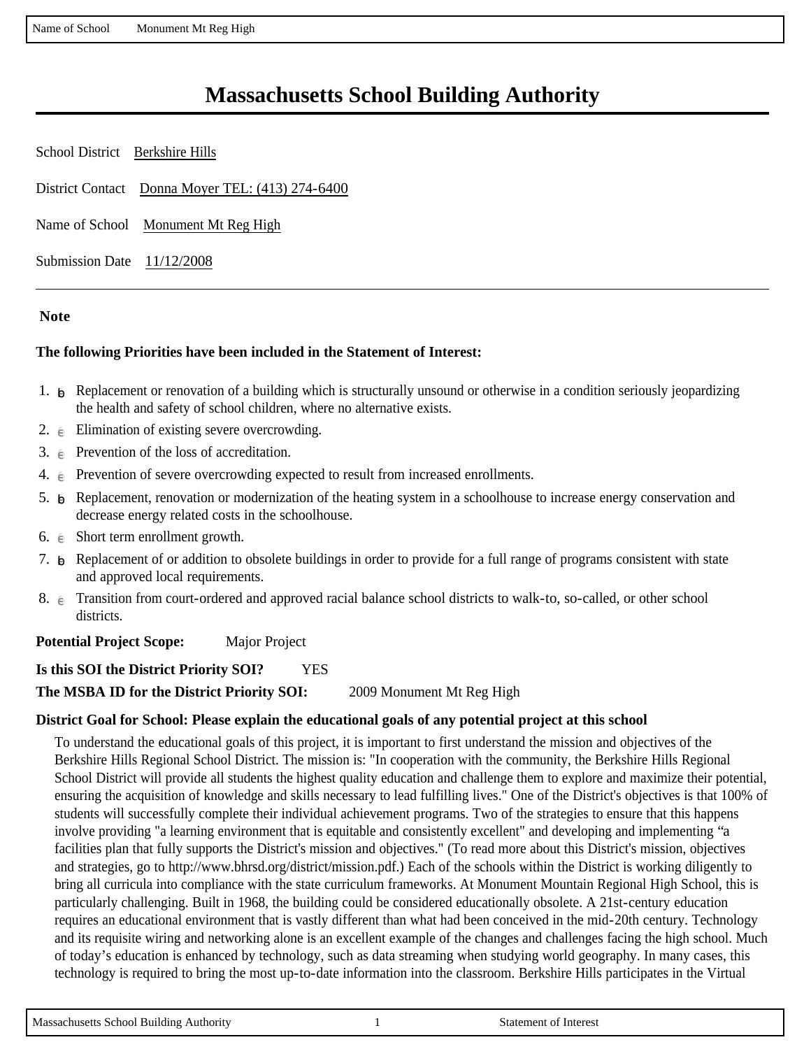# Massachusetts School Building Authority

School District Berkshire Hills

District Contact Donna Moyer TEL: (413) 274-6400

Name of School Monument Mt Reg High

Submission Date 11/12/2008

---

**Note**

**The following Priorities have been included in the Statement of Interest:**

1. þ Replacement or renovation of a building which is structurally unsound or otherwise in a condition seriously jeopardizing the health and safety of school children, where no alternative exists.
2. ∈ Elimination of existing severe overcrowding.
3. ∈ Prevention of the loss of accreditation.
4. ∈ Prevention of severe overcrowding expected to result from increased enrollments.
5. þ Replacement, renovation or modernization of the heating system in a schoolhouse to increase energy conservation and decrease energy related costs in the schoolhouse.
6. ∈ Short term enrollment growth.
7. þ Replacement of or addition to obsolete buildings in order to provide for a full range of programs consistent with state and approved local requirements.
8. ∈ Transition from court-ordered and approved racial balance school districts to walk-to, so-called, or other school districts.

**Potential Project Scope:** Major Project

**Is this SOI the District Priority SOI?** YES

**The MSBA ID for the District Priority SOI:** 2009 Monument Mt Reg High

**District Goal for School: Please explain the educational goals of any potential project at this school**

To understand the educational goals of this project, it is important to first understand the mission and objectives of the Berkshire Hills Regional School District. The mission is: "In cooperation with the community, the Berkshire Hills Regional School District will provide all students the highest quality education and challenge them to explore and maximize their potential, ensuring the acquisition of knowledge and skills necessary to lead fulfilling lives." One of the District's objectives is that 100% of students will successfully complete their individual achievement programs. Two of the strategies to ensure that this happens involve providing "a learning environment that is equitable and consistently excellent" and developing and implementing "a facilities plan that fully supports the District's mission and objectives." (To read more about this District's mission, objectives and strategies, go to http://www.bhrsd.org/district/mission.pdf.) Each of the schools within the District is working diligently to bring all curricula into compliance with the state curriculum frameworks. At Monument Mountain Regional High School, this is particularly challenging. Built in 1968, the building could be considered educationally obsolete. A 21st-century education requires an educational environment that is vastly different than what had been conceived in the mid-20th century. Technology and its requisite wiring and networking alone is an excellent example of the changes and challenges facing the high school. Much of today's education is enhanced by technology, such as data streaming when studying world geography. In many cases, this technology is required to bring the most up-to-date information into the classroom. Berkshire Hills participates in the Virtual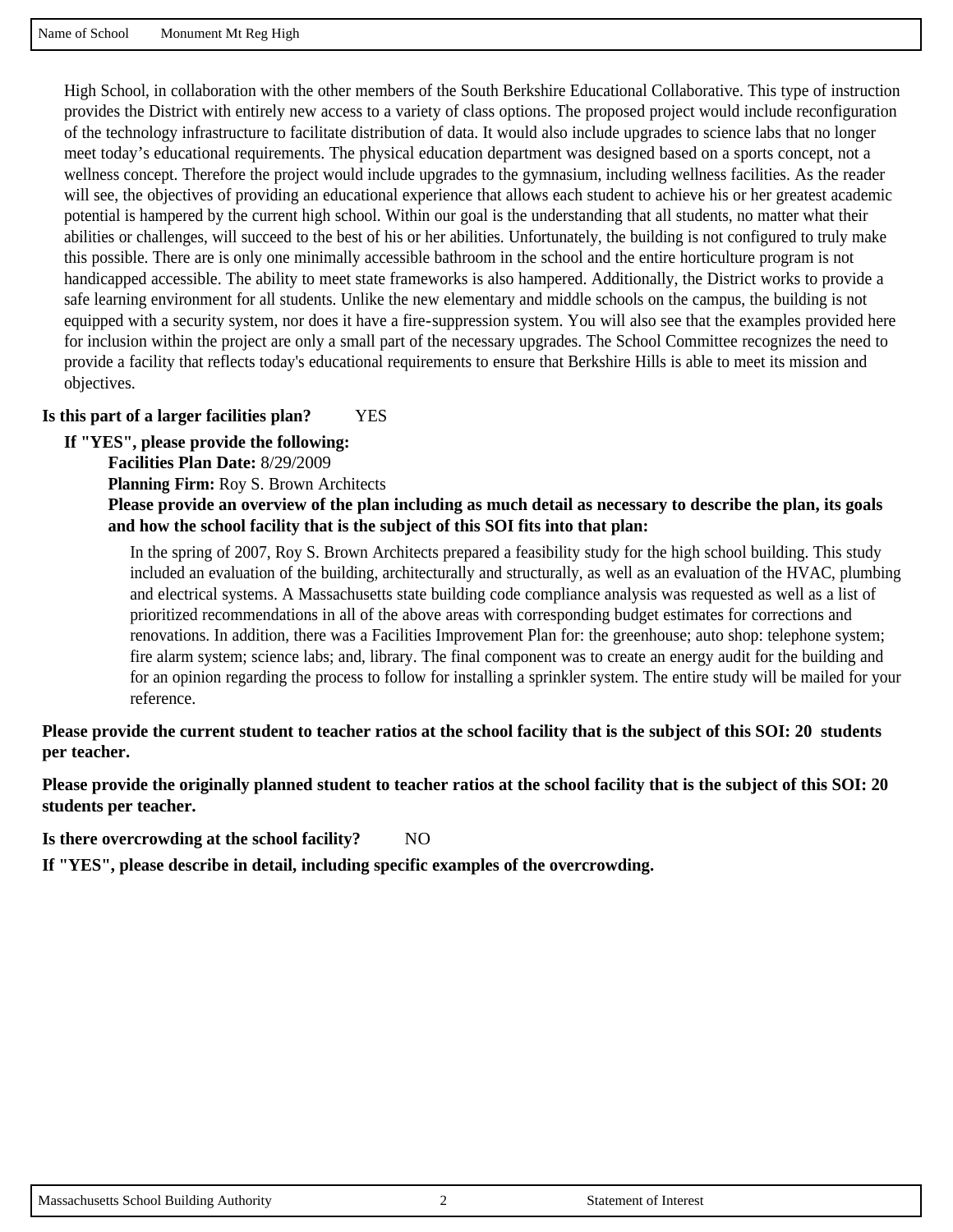High School, in collaboration with the other members of the South Berkshire Educational Collaborative. This type of instruction provides the District with entirely new access to a variety of class options. The proposed project would include reconfiguration of the technology infrastructure to facilitate distribution of data. It would also include upgrades to science labs that no longer meet today's educational requirements. The physical education department was designed based on a sports concept, not a wellness concept. Therefore the project would include upgrades to the gymnasium, including wellness facilities. As the reader will see, the objectives of providing an educational experience that allows each student to achieve his or her greatest academic potential is hampered by the current high school. Within our goal is the understanding that all students, no matter what their abilities or challenges, will succeed to the best of his or her abilities. Unfortunately, the building is not configured to truly make this possible. There are is only one minimally accessible bathroom in the school and the entire horticulture program is not handicapped accessible. The ability to meet state frameworks is also hampered. Additionally, the District works to provide a safe learning environment for all students. Unlike the new elementary and middle schools on the campus, the building is not equipped with a security system, nor does it have a fire-suppression system. You will also see that the examples provided here for inclusion within the project are only a small part of the necessary upgrades. The School Committee recognizes the need to provide a facility that reflects today's educational requirements to ensure that Berkshire Hills is able to meet its mission and objectives.

**Is this part of a larger facilities plan?** YES

**If "YES", please provide the following:**

**Facilities Plan Date:** 8/29/2009

**Planning Firm:** Roy S. Brown Architects

**Please provide an overview of the plan including as much detail as necessary to describe the plan, its goals and how the school facility that is the subject of this SOI fits into that plan:**

In the spring of 2007, Roy S. Brown Architects prepared a feasibility study for the high school building. This study included an evaluation of the building, architecturally and structurally, as well as an evaluation of the HVAC, plumbing and electrical systems. A Massachusetts state building code compliance analysis was requested as well as a list of prioritized recommendations in all of the above areas with corresponding budget estimates for corrections and renovations. In addition, there was a Facilities Improvement Plan for: the greenhouse; auto shop: telephone system; fire alarm system; science labs; and, library. The final component was to create an energy audit for the building and for an opinion regarding the process to follow for installing a sprinkler system. The entire study will be mailed for your reference.

**Please provide the current student to teacher ratios at the school facility that is the subject of this SOI: 20 students per teacher.**

**Please provide the originally planned student to teacher ratios at the school facility that is the subject of this SOI: 20 students per teacher.**

**Is there overcrowding at the school facility?** NO

**If "YES", please describe in detail, including specific examples of the overcrowding.**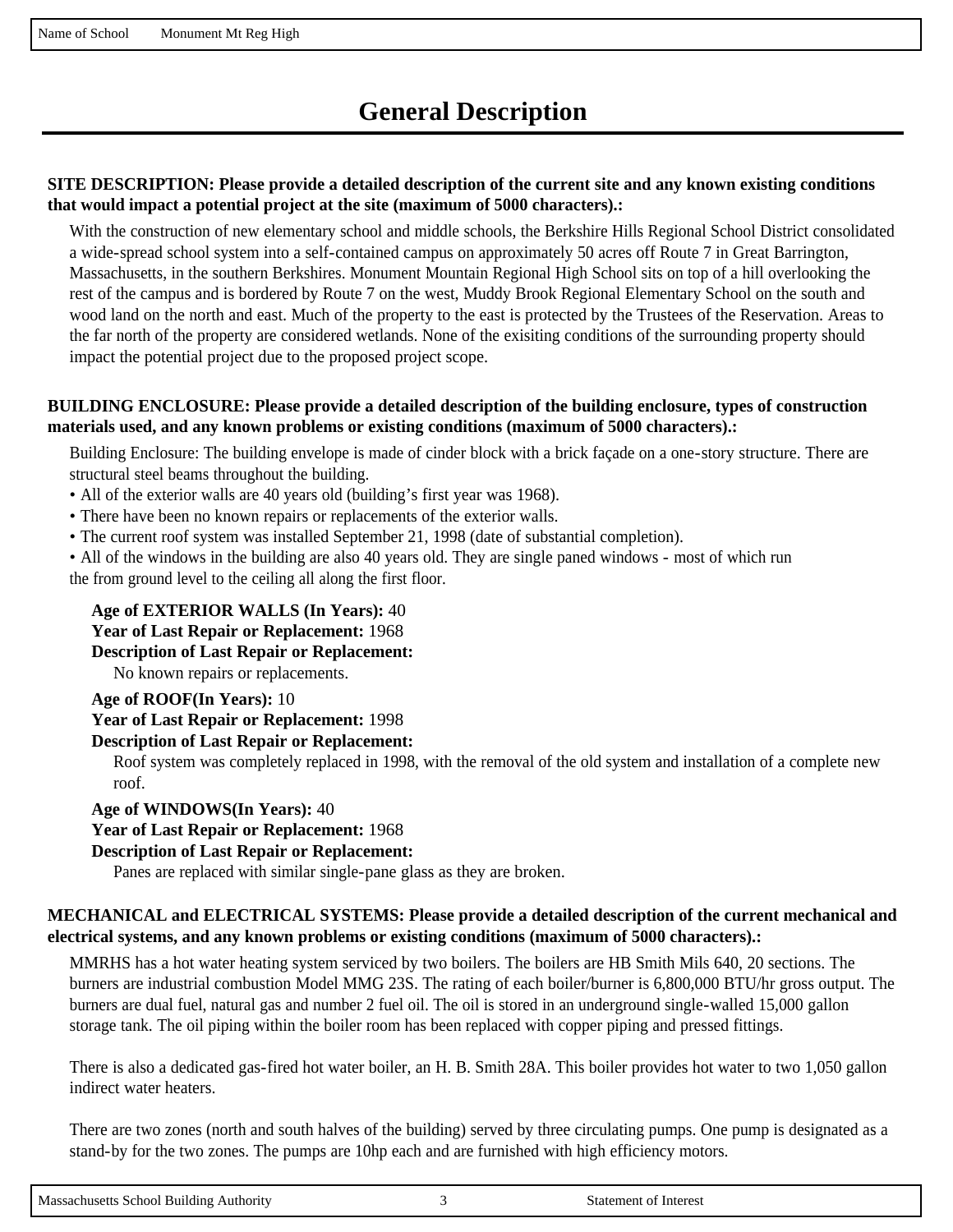# General Description

**SITE DESCRIPTION: Please provide a detailed description of the current site and any known existing conditions that would impact a potential project at the site (maximum of 5000 characters).:**

With the construction of new elementary school and middle schools, the Berkshire Hills Regional School District consolidated a wide-spread school system into a self-contained campus on approximately 50 acres off Route 7 in Great Barrington, Massachusetts, in the southern Berkshires. Monument Mountain Regional High School sits on top of a hill overlooking the rest of the campus and is bordered by Route 7 on the west, Muddy Brook Regional Elementary School on the south and wood land on the north and east. Much of the property to the east is protected by the Trustees of the Reservation. Areas to the far north of the property are considered wetlands. None of the exisiting conditions of the surrounding property should impact the potential project due to the proposed project scope.

**BUILDING ENCLOSURE: Please provide a detailed description of the building enclosure, types of construction materials used, and any known problems or existing conditions (maximum of 5000 characters).:**

Building Enclosure: The building envelope is made of cinder block with a brick façade on a one-story structure. There are structural steel beams throughout the building.
• All of the exterior walls are 40 years old (building's first year was 1968).
• There have been no known repairs or replacements of the exterior walls.
• The current roof system was installed September 21, 1998 (date of substantial completion).
• All of the windows in the building are also 40 years old. They are single paned windows - most of which run the from ground level to the ceiling all along the first floor.

**Age of EXTERIOR WALLS (In Years):** 40
**Year of Last Repair or Replacement:** 1968
**Description of Last Repair or Replacement:**
No known repairs or replacements.

**Age of ROOF(In Years):** 10
**Year of Last Repair or Replacement:** 1998
**Description of Last Repair or Replacement:**
Roof system was completely replaced in 1998, with the removal of the old system and installation of a complete new roof.

**Age of WINDOWS(In Years):** 40
**Year of Last Repair or Replacement:** 1968
**Description of Last Repair or Replacement:**
Panes are replaced with similar single-pane glass as they are broken.

**MECHANICAL and ELECTRICAL SYSTEMS: Please provide a detailed description of the current mechanical and electrical systems, and any known problems or existing conditions (maximum of 5000 characters).:**

MMRHS has a hot water heating system serviced by two boilers. The boilers are HB Smith Mils 640, 20 sections. The burners are industrial combustion Model MMG 23S. The rating of each boiler/burner is 6,800,000 BTU/hr gross output. The burners are dual fuel, natural gas and number 2 fuel oil. The oil is stored in an underground single-walled 15,000 gallon storage tank. The oil piping within the boiler room has been replaced with copper piping and pressed fittings.

There is also a dedicated gas-fired hot water boiler, an H. B. Smith 28A. This boiler provides hot water to two 1,050 gallon indirect water heaters.

There are two zones (north and south halves of the building) served by three circulating pumps. One pump is designated as a stand-by for the two zones. The pumps are 10hp each and are furnished with high efficiency motors.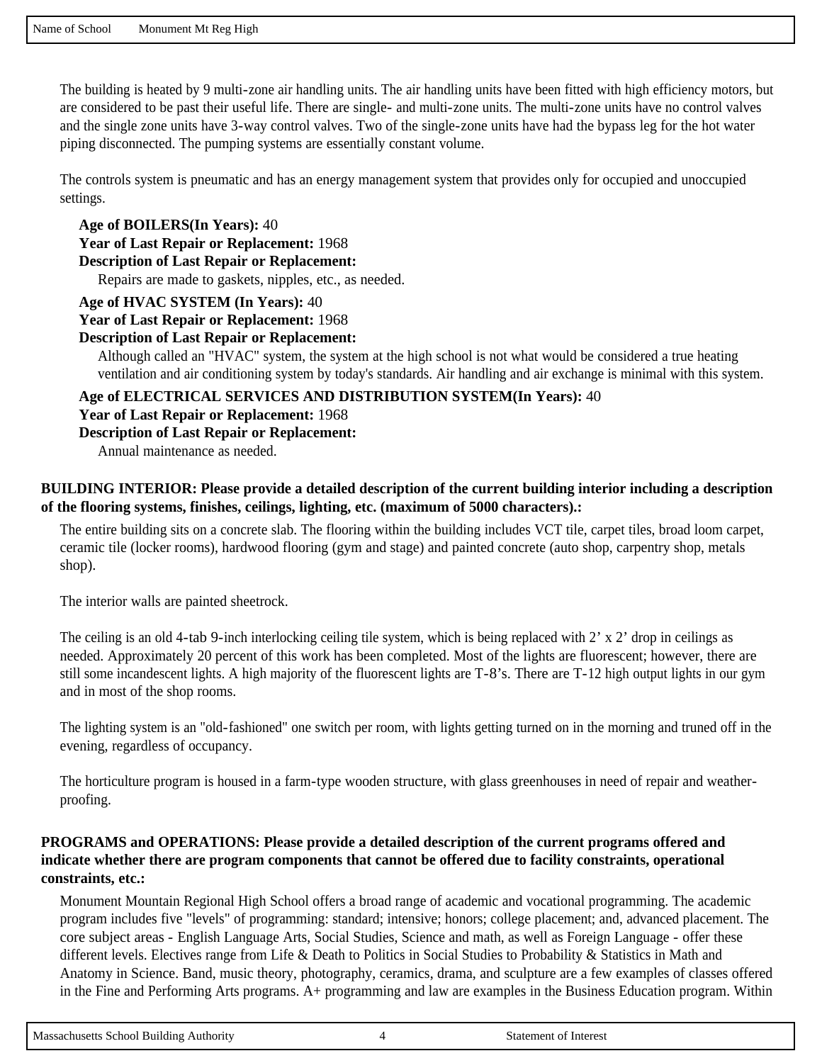The building is heated by 9 multi-zone air handling units. The air handling units have been fitted with high efficiency motors, but are considered to be past their useful life. There are single- and multi-zone units. The multi-zone units have no control valves and the single zone units have 3-way control valves. Two of the single-zone units have had the bypass leg for the hot water piping disconnected. The pumping systems are essentially constant volume.

The controls system is pneumatic and has an energy management system that provides only for occupied and unoccupied settings.

**Age of BOILERS(In Years):** 40
**Year of Last Repair or Replacement:** 1968
**Description of Last Repair or Replacement:**
Repairs are made to gaskets, nipples, etc., as needed.

**Age of HVAC SYSTEM (In Years):** 40
**Year of Last Repair or Replacement:** 1968
**Description of Last Repair or Replacement:**
Although called an "HVAC" system, the system at the high school is not what would be considered a true heating ventilation and air conditioning system by today's standards. Air handling and air exchange is minimal with this system.

**Age of ELECTRICAL SERVICES AND DISTRIBUTION SYSTEM(In Years):** 40
**Year of Last Repair or Replacement:** 1968
**Description of Last Repair or Replacement:**
Annual maintenance as needed.

**BUILDING INTERIOR: Please provide a detailed description of the current building interior including a description of the flooring systems, finishes, ceilings, lighting, etc. (maximum of 5000 characters).:**

The entire building sits on a concrete slab. The flooring within the building includes VCT tile, carpet tiles, broad loom carpet, ceramic tile (locker rooms), hardwood flooring (gym and stage) and painted concrete (auto shop, carpentry shop, metals shop).

The interior walls are painted sheetrock.

The ceiling is an old 4-tab 9-inch interlocking ceiling tile system, which is being replaced with 2' x 2' drop in ceilings as needed. Approximately 20 percent of this work has been completed. Most of the lights are fluorescent; however, there are still some incandescent lights. A high majority of the fluorescent lights are T-8's. There are T-12 high output lights in our gym and in most of the shop rooms.

The lighting system is an "old-fashioned" one switch per room, with lights getting turned on in the morning and truned off in the evening, regardless of occupancy.

The horticulture program is housed in a farm-type wooden structure, with glass greenhouses in need of repair and weather-proofing.

**PROGRAMS and OPERATIONS: Please provide a detailed description of the current programs offered and indicate whether there are program components that cannot be offered due to facility constraints, operational constraints, etc.:**

Monument Mountain Regional High School offers a broad range of academic and vocational programming. The academic program includes five "levels" of programming: standard; intensive; honors; college placement; and, advanced placement. The core subject areas - English Language Arts, Social Studies, Science and math, as well as Foreign Language - offer these different levels. Electives range from Life & Death to Politics in Social Studies to Probability & Statistics in Math and Anatomy in Science. Band, music theory, photography, ceramics, drama, and sculpture are a few examples of classes offered in the Fine and Performing Arts programs. A+ programming and law are examples in the Business Education program. Within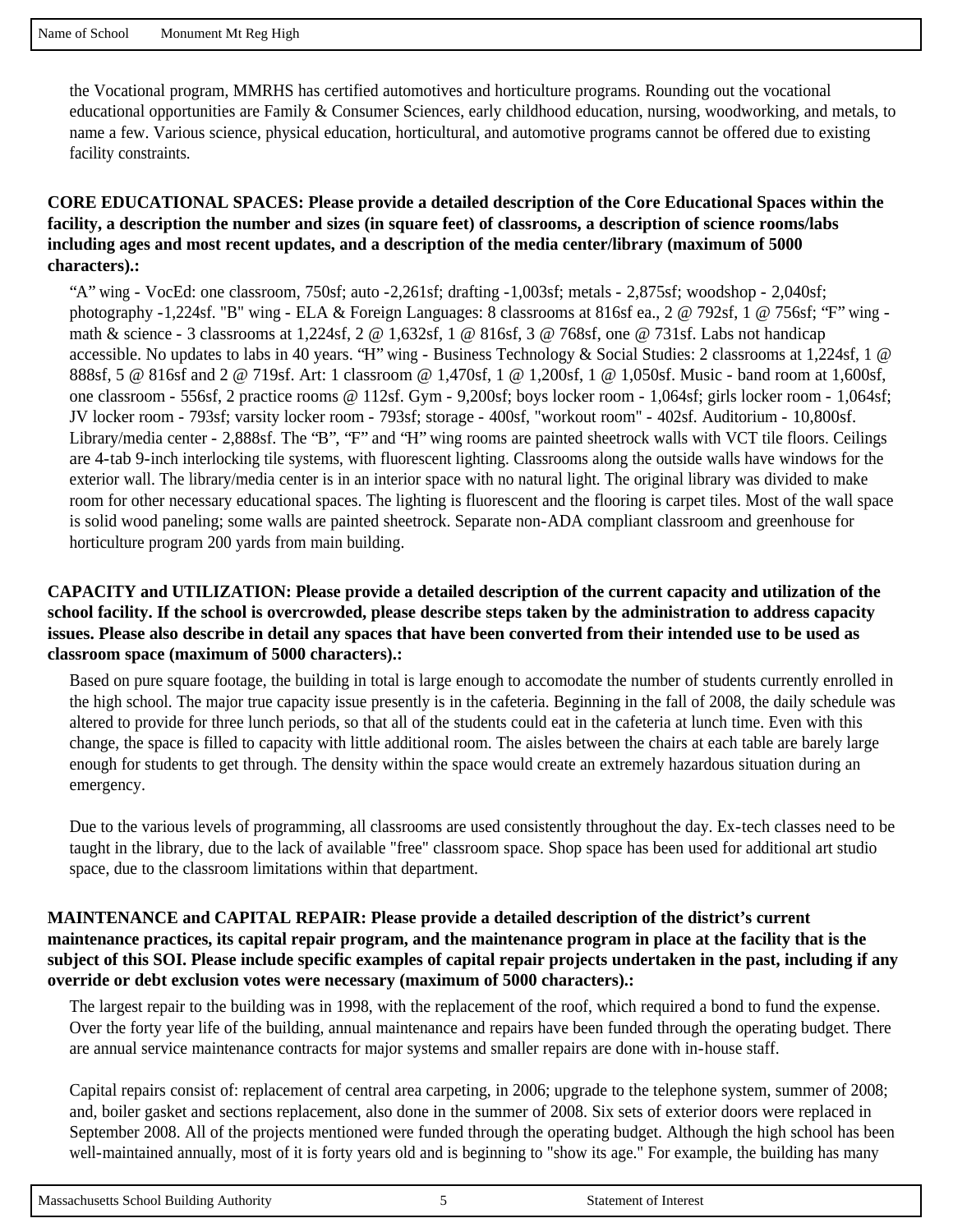the Vocational program, MMRHS has certified automotives and horticulture programs. Rounding out the vocational educational opportunities are Family & Consumer Sciences, early childhood education, nursing, woodworking, and metals, to name a few. Various science, physical education, horticultural, and automotive programs cannot be offered due to existing facility constraints.

**CORE EDUCATIONAL SPACES: Please provide a detailed description of the Core Educational Spaces within the facility, a description the number and sizes (in square feet) of classrooms, a description of science rooms/labs including ages and most recent updates, and a description of the media center/library (maximum of 5000 characters).:**

"A" wing - VocEd: one classroom, 750sf; auto -2,261sf; drafting -1,003sf; metals - 2,875sf; woodshop - 2,040sf; photography -1,224sf. "B" wing - ELA & Foreign Languages: 8 classrooms at 816sf ea., 2 @ 792sf, 1 @ 756sf; "F" wing - math & science - 3 classrooms at 1,224sf, 2 @ 1,632sf, 1 @ 816sf, 3 @ 768sf, one @ 731sf. Labs not handicap accessible. No updates to labs in 40 years. "H" wing - Business Technology & Social Studies: 2 classrooms at 1,224sf, 1 @ 888sf, 5 @ 816sf and 2 @ 719sf. Art: 1 classroom @ 1,470sf, 1 @ 1,200sf, 1 @ 1,050sf. Music - band room at 1,600sf, one classroom - 556sf, 2 practice rooms @ 112sf. Gym - 9,200sf; boys locker room - 1,064sf; girls locker room - 1,064sf; JV locker room - 793sf; varsity locker room - 793sf; storage - 400sf, "workout room" - 402sf. Auditorium - 10,800sf. Library/media center - 2,888sf. The "B", "F" and "H" wing rooms are painted sheetrock walls with VCT tile floors. Ceilings are 4-tab 9-inch interlocking tile systems, with fluorescent lighting. Classrooms along the outside walls have windows for the exterior wall. The library/media center is in an interior space with no natural light. The original library was divided to make room for other necessary educational spaces. The lighting is fluorescent and the flooring is carpet tiles. Most of the wall space is solid wood paneling; some walls are painted sheetrock. Separate non-ADA compliant classroom and greenhouse for horticulture program 200 yards from main building.

**CAPACITY and UTILIZATION: Please provide a detailed description of the current capacity and utilization of the school facility. If the school is overcrowded, please describe steps taken by the administration to address capacity issues. Please also describe in detail any spaces that have been converted from their intended use to be used as classroom space (maximum of 5000 characters).:**

Based on pure square footage, the building in total is large enough to accomodate the number of students currently enrolled in the high school. The major true capacity issue presently is in the cafeteria. Beginning in the fall of 2008, the daily schedule was altered to provide for three lunch periods, so that all of the students could eat in the cafeteria at lunch time. Even with this change, the space is filled to capacity with little additional room. The aisles between the chairs at each table are barely large enough for students to get through. The density within the space would create an extremely hazardous situation during an emergency.

Due to the various levels of programming, all classrooms are used consistently throughout the day. Ex-tech classes need to be taught in the library, due to the lack of available "free" classroom space. Shop space has been used for additional art studio space, due to the classroom limitations within that department.

**MAINTENANCE and CAPITAL REPAIR: Please provide a detailed description of the district's current maintenance practices, its capital repair program, and the maintenance program in place at the facility that is the subject of this SOI. Please include specific examples of capital repair projects undertaken in the past, including if any override or debt exclusion votes were necessary (maximum of 5000 characters).:**

The largest repair to the building was in 1998, with the replacement of the roof, which required a bond to fund the expense. Over the forty year life of the building, annual maintenance and repairs have been funded through the operating budget. There are annual service maintenance contracts for major systems and smaller repairs are done with in-house staff.

Capital repairs consist of: replacement of central area carpeting, in 2006; upgrade to the telephone system, summer of 2008; and, boiler gasket and sections replacement, also done in the summer of 2008. Six sets of exterior doors were replaced in September 2008. All of the projects mentioned were funded through the operating budget. Although the high school has been well-maintained annually, most of it is forty years old and is beginning to "show its age." For example, the building has many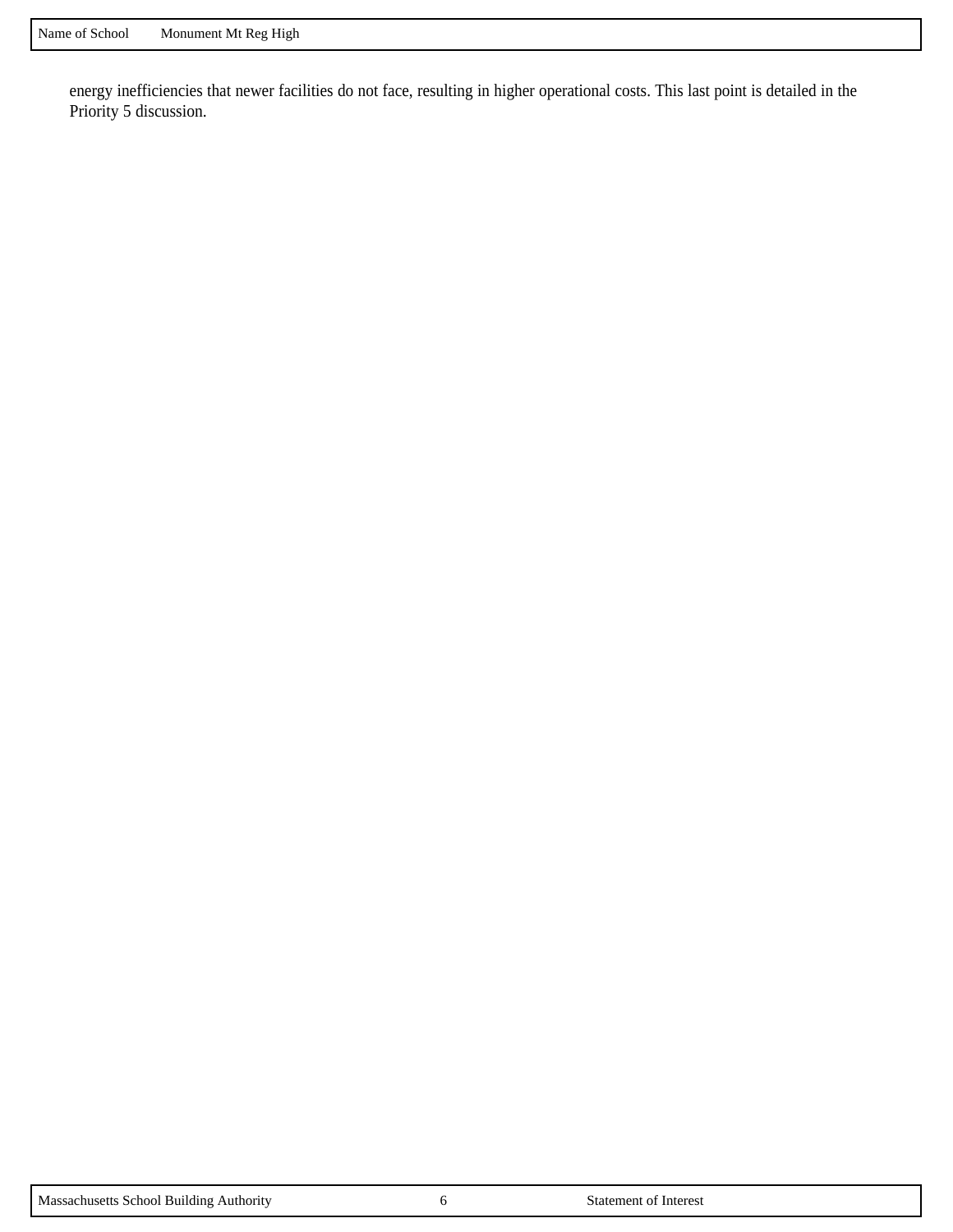energy inefficiencies that newer facilities do not face, resulting in higher operational costs. This last point is detailed in the Priority 5 discussion.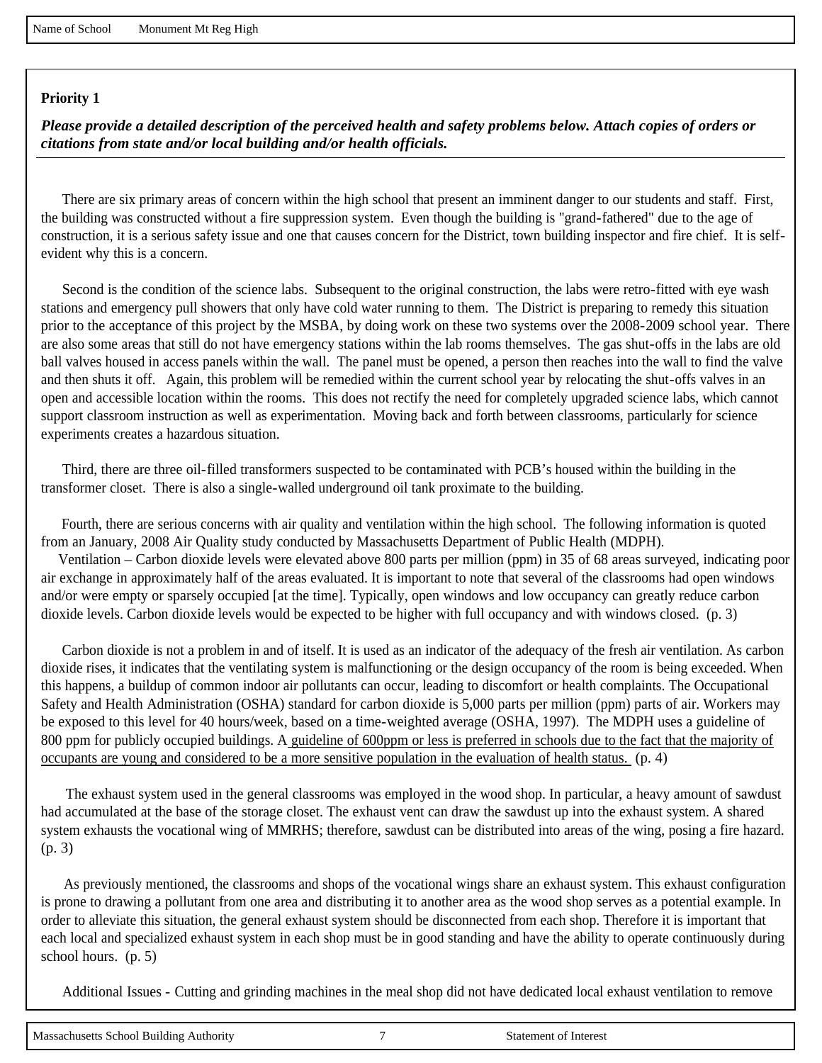Name of School Monument Mt Reg High

**Priority 1**

***Please provide a detailed description of the perceived health and safety problems below. Attach copies of orders or citations from state and/or local building and/or health officials.***

There are six primary areas of concern within the high school that present an imminent danger to our students and staff. First, the building was constructed without a fire suppression system. Even though the building is "grand-fathered" due to the age of construction, it is a serious safety issue and one that causes concern for the District, town building inspector and fire chief. It is self-evident why this is a concern.

Second is the condition of the science labs. Subsequent to the original construction, the labs were retro-fitted with eye wash stations and emergency pull showers that only have cold water running to them. The District is preparing to remedy this situation prior to the acceptance of this project by the MSBA, by doing work on these two systems over the 2008-2009 school year. There are also some areas that still do not have emergency stations within the lab rooms themselves. The gas shut-offs in the labs are old ball valves housed in access panels within the wall. The panel must be opened, a person then reaches into the wall to find the valve and then shuts it off. Again, this problem will be remedied within the current school year by relocating the shut-offs valves in an open and accessible location within the rooms. This does not rectify the need for completely upgraded science labs, which cannot support classroom instruction as well as experimentation. Moving back and forth between classrooms, particularly for science experiments creates a hazardous situation.

Third, there are three oil-filled transformers suspected to be contaminated with PCB's housed within the building in the transformer closet. There is also a single-walled underground oil tank proximate to the building.

Fourth, there are serious concerns with air quality and ventilation within the high school. The following information is quoted from an January, 2008 Air Quality study conducted by Massachusetts Department of Public Health (MDPH).
Ventilation – Carbon dioxide levels were elevated above 800 parts per million (ppm) in 35 of 68 areas surveyed, indicating poor air exchange in approximately half of the areas evaluated. It is important to note that several of the classrooms had open windows and/or were empty or sparsely occupied [at the time]. Typically, open windows and low occupancy can greatly reduce carbon dioxide levels. Carbon dioxide levels would be expected to be higher with full occupancy and with windows closed. (p. 3)

Carbon dioxide is not a problem in and of itself. It is used as an indicator of the adequacy of the fresh air ventilation. As carbon dioxide rises, it indicates that the ventilating system is malfunctioning or the design occupancy of the room is being exceeded. When this happens, a buildup of common indoor air pollutants can occur, leading to discomfort or health complaints. The Occupational Safety and Health Administration (OSHA) standard for carbon dioxide is 5,000 parts per million (ppm) parts of air. Workers may be exposed to this level for 40 hours/week, based on a time-weighted average (OSHA, 1997). The MDPH uses a guideline of 800 ppm for publicly occupied buildings. A <u>guideline of 600ppm or less is preferred in schools due to the fact that the majority of occupants are young and considered to be a more sensitive population in the evaluation of health status.</u> (p. 4)

The exhaust system used in the general classrooms was employed in the wood shop. In particular, a heavy amount of sawdust had accumulated at the base of the storage closet. The exhaust vent can draw the sawdust up into the exhaust system. A shared system exhausts the vocational wing of MMRHS; therefore, sawdust can be distributed into areas of the wing, posing a fire hazard. (p. 3)

As previously mentioned, the classrooms and shops of the vocational wings share an exhaust system. This exhaust configuration is prone to drawing a pollutant from one area and distributing it to another area as the wood shop serves as a potential example. In order to alleviate this situation, the general exhaust system should be disconnected from each shop. Therefore it is important that each local and specialized exhaust system in each shop must be in good standing and have the ability to operate continuously during school hours. (p. 5)

Additional Issues - Cutting and grinding machines in the meal shop did not have dedicated local exhaust ventilation to remove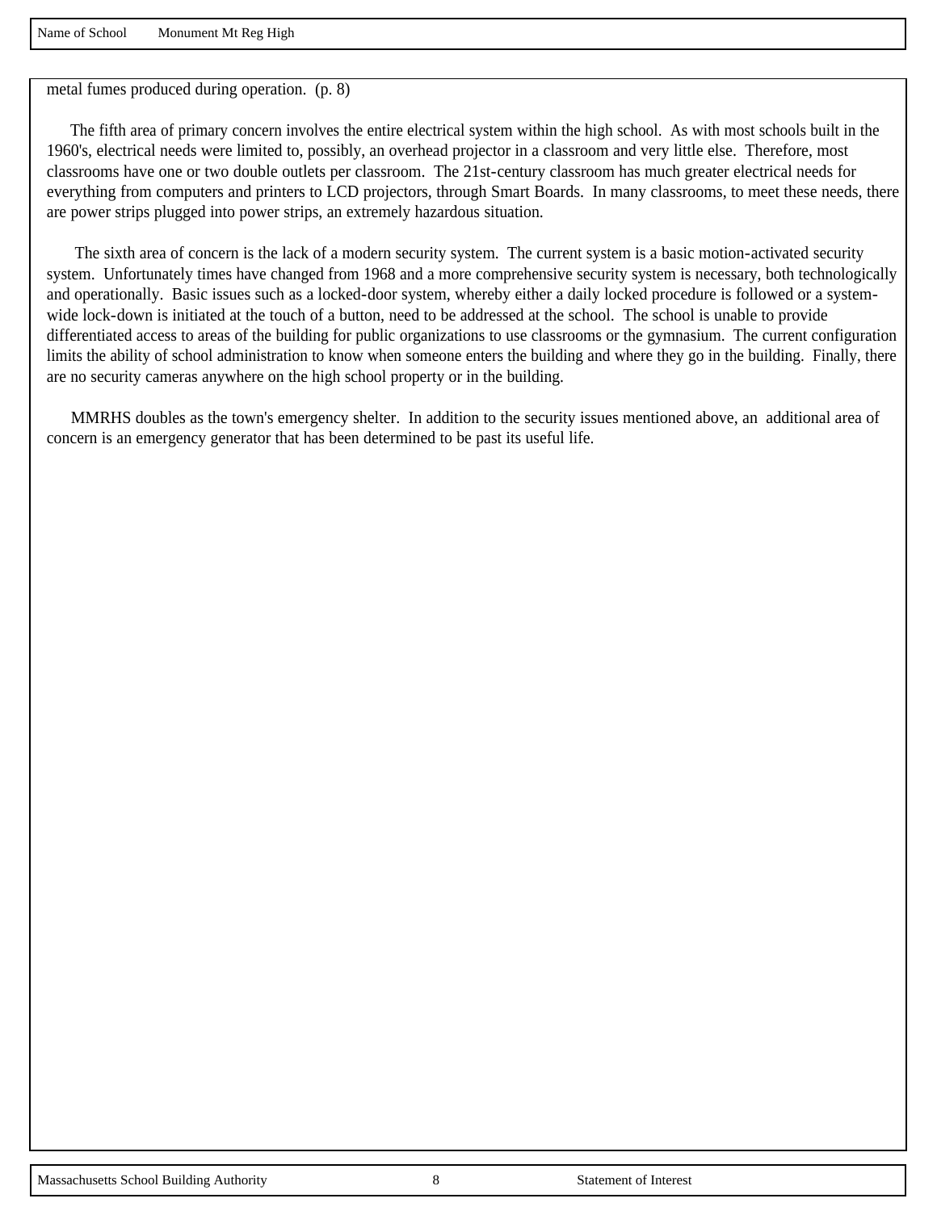metal fumes produced during operation. (p. 8)

The fifth area of primary concern involves the entire electrical system within the high school. As with most schools built in the 1960's, electrical needs were limited to, possibly, an overhead projector in a classroom and very little else. Therefore, most classrooms have one or two double outlets per classroom. The 21st-century classroom has much greater electrical needs for everything from computers and printers to LCD projectors, through Smart Boards. In many classrooms, to meet these needs, there are power strips plugged into power strips, an extremely hazardous situation.

The sixth area of concern is the lack of a modern security system. The current system is a basic motion-activated security system. Unfortunately times have changed from 1968 and a more comprehensive security system is necessary, both technologically and operationally. Basic issues such as a locked-door system, whereby either a daily locked procedure is followed or a system-wide lock-down is initiated at the touch of a button, need to be addressed at the school. The school is unable to provide differentiated access to areas of the building for public organizations to use classrooms or the gymnasium. The current configuration limits the ability of school administration to know when someone enters the building and where they go in the building. Finally, there are no security cameras anywhere on the high school property or in the building.

MMRHS doubles as the town's emergency shelter. In addition to the security issues mentioned above, an additional area of concern is an emergency generator that has been determined to be past its useful life.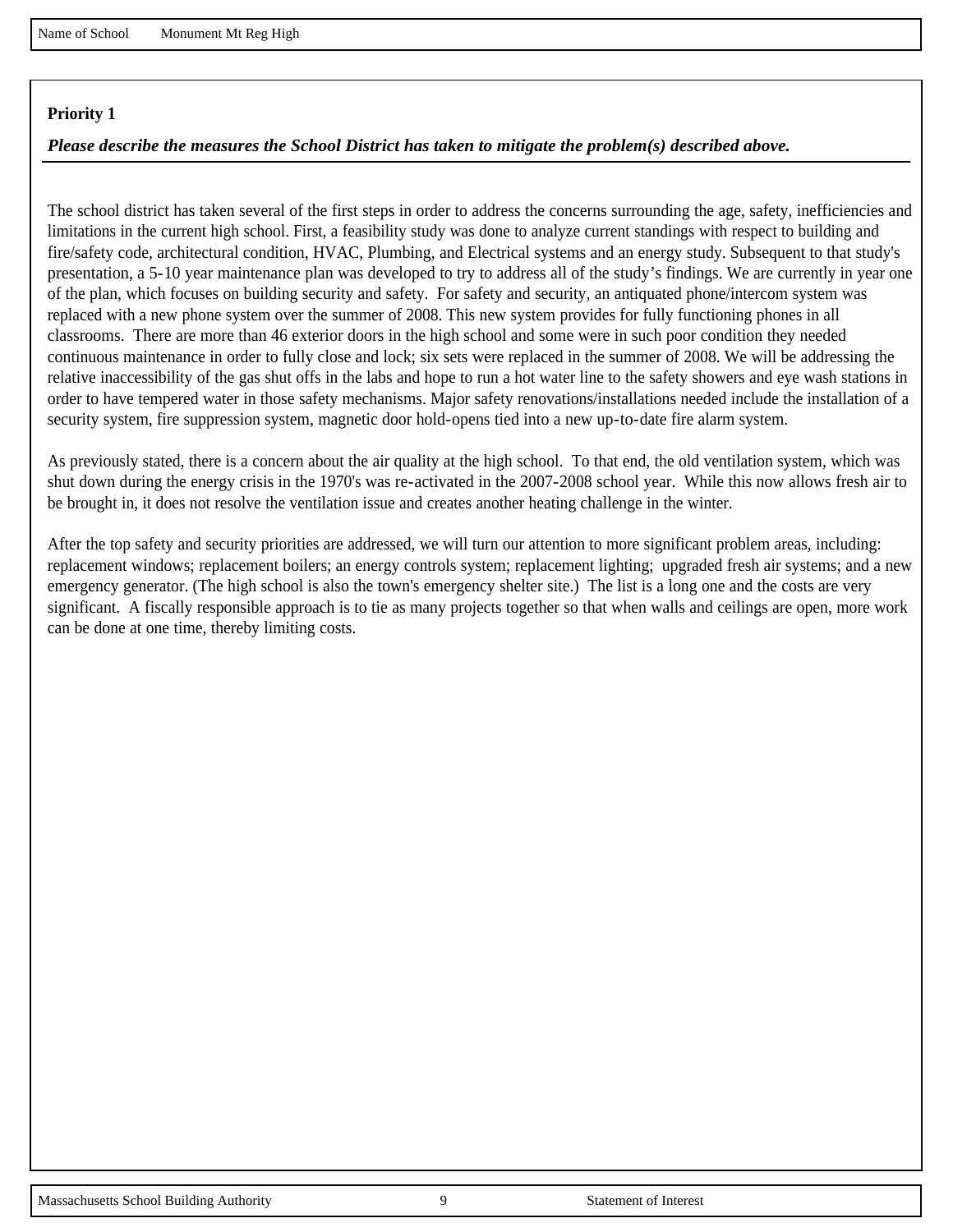Name of School Monument Mt Reg High

**Priority 1**

***Please describe the measures the School District has taken to mitigate the problem(s) described above.***

The school district has taken several of the first steps in order to address the concerns surrounding the age, safety, inefficiencies and limitations in the current high school. First, a feasibility study was done to analyze current standings with respect to building and fire/safety code, architectural condition, HVAC, Plumbing, and Electrical systems and an energy study. Subsequent to that study's presentation, a 5-10 year maintenance plan was developed to try to address all of the study's findings. We are currently in year one of the plan, which focuses on building security and safety. For safety and security, an antiquated phone/intercom system was replaced with a new phone system over the summer of 2008. This new system provides for fully functioning phones in all classrooms. There are more than 46 exterior doors in the high school and some were in such poor condition they needed continuous maintenance in order to fully close and lock; six sets were replaced in the summer of 2008. We will be addressing the relative inaccessibility of the gas shut offs in the labs and hope to run a hot water line to the safety showers and eye wash stations in order to have tempered water in those safety mechanisms. Major safety renovations/installations needed include the installation of a security system, fire suppression system, magnetic door hold-opens tied into a new up-to-date fire alarm system.

As previously stated, there is a concern about the air quality at the high school. To that end, the old ventilation system, which was shut down during the energy crisis in the 1970's was re-activated in the 2007-2008 school year. While this now allows fresh air to be brought in, it does not resolve the ventilation issue and creates another heating challenge in the winter.

After the top safety and security priorities are addressed, we will turn our attention to more significant problem areas, including: replacement windows; replacement boilers; an energy controls system; replacement lighting; upgraded fresh air systems; and a new emergency generator. (The high school is also the town's emergency shelter site.) The list is a long one and the costs are very significant. A fiscally responsible approach is to tie as many projects together so that when walls and ceilings are open, more work can be done at one time, thereby limiting costs.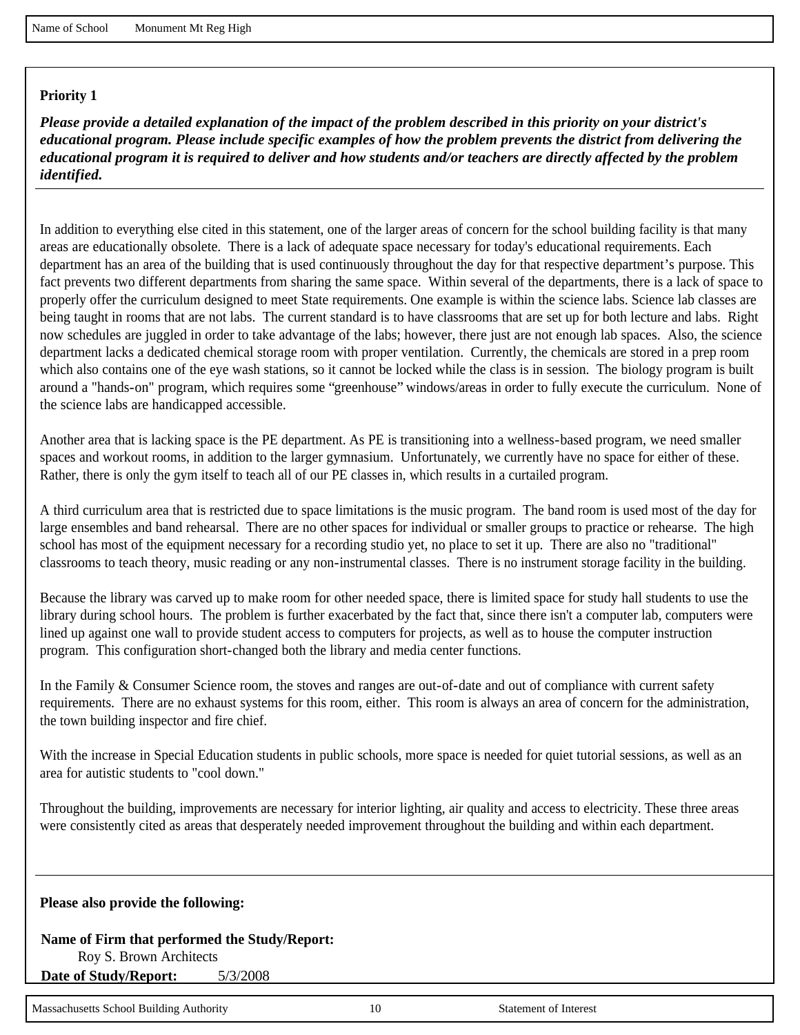Name of School Monument Mt Reg High

**Priority 1**

***Please provide a detailed explanation of the impact of the problem described in this priority on your district's educational program. Please include specific examples of how the problem prevents the district from delivering the educational program it is required to deliver and how students and/or teachers are directly affected by the problem identified.***

In addition to everything else cited in this statement, one of the larger areas of concern for the school building facility is that many areas are educationally obsolete. There is a lack of adequate space necessary for today's educational requirements. Each department has an area of the building that is used continuously throughout the day for that respective department's purpose. This fact prevents two different departments from sharing the same space. Within several of the departments, there is a lack of space to properly offer the curriculum designed to meet State requirements. One example is within the science labs. Science lab classes are being taught in rooms that are not labs. The current standard is to have classrooms that are set up for both lecture and labs. Right now schedules are juggled in order to take advantage of the labs; however, there just are not enough lab spaces. Also, the science department lacks a dedicated chemical storage room with proper ventilation. Currently, the chemicals are stored in a prep room which also contains one of the eye wash stations, so it cannot be locked while the class is in session. The biology program is built around a "hands-on" program, which requires some "greenhouse" windows/areas in order to fully execute the curriculum. None of the science labs are handicapped accessible.

Another area that is lacking space is the PE department. As PE is transitioning into a wellness-based program, we need smaller spaces and workout rooms, in addition to the larger gymnasium. Unfortunately, we currently have no space for either of these. Rather, there is only the gym itself to teach all of our PE classes in, which results in a curtailed program.

A third curriculum area that is restricted due to space limitations is the music program. The band room is used most of the day for large ensembles and band rehearsal. There are no other spaces for individual or smaller groups to practice or rehearse. The high school has most of the equipment necessary for a recording studio yet, no place to set it up. There are also no "traditional" classrooms to teach theory, music reading or any non-instrumental classes. There is no instrument storage facility in the building.

Because the library was carved up to make room for other needed space, there is limited space for study hall students to use the library during school hours. The problem is further exacerbated by the fact that, since there isn't a computer lab, computers were lined up against one wall to provide student access to computers for projects, as well as to house the computer instruction program. This configuration short-changed both the library and media center functions.

In the Family & Consumer Science room, the stoves and ranges are out-of-date and out of compliance with current safety requirements. There are no exhaust systems for this room, either. This room is always an area of concern for the administration, the town building inspector and fire chief.

With the increase in Special Education students in public schools, more space is needed for quiet tutorial sessions, as well as an area for autistic students to "cool down."

Throughout the building, improvements are necessary for interior lighting, air quality and access to electricity. These three areas were consistently cited as areas that desperately needed improvement throughout the building and within each department.

**Please also provide the following:**

**Name of Firm that performed the Study/Report:**
Roy S. Brown Architects

**Date of Study/Report:** 5/3/2008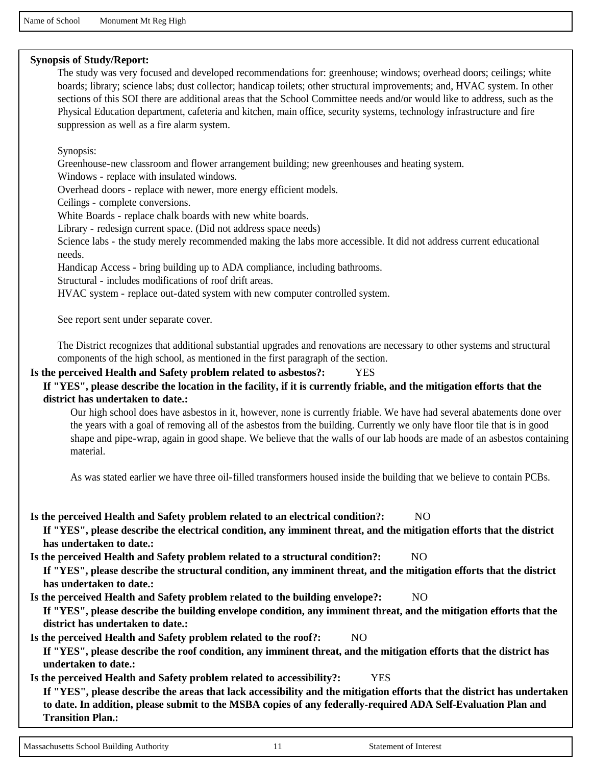Name of School Monument Mt Reg High

**Synopsis of Study/Report:**

The study was very focused and developed recommendations for: greenhouse; windows; overhead doors; ceilings; white boards; library; science labs; dust collector; handicap toilets; other structural improvements; and, HVAC system. In other sections of this SOI there are additional areas that the School Committee needs and/or would like to address, such as the Physical Education department, cafeteria and kitchen, main office, security systems, technology infrastructure and fire suppression as well as a fire alarm system.

Synopsis:
Greenhouse-new classroom and flower arrangement building; new greenhouses and heating system.
Windows - replace with insulated windows.
Overhead doors - replace with newer, more energy efficient models.
Ceilings - complete conversions.
White Boards - replace chalk boards with new white boards.
Library - redesign current space. (Did not address space needs)
Science labs - the study merely recommended making the labs more accessible. It did not address current educational needs.
Handicap Access - bring building up to ADA compliance, including bathrooms.
Structural - includes modifications of roof drift areas.
HVAC system - replace out-dated system with new computer controlled system.

See report sent under separate cover.

The District recognizes that additional substantial upgrades and renovations are necessary to other systems and structural components of the high school, as mentioned in the first paragraph of the section.

**Is the perceived Health and Safety problem related to asbestos?:** YES

**If "YES", please describe the location in the facility, if it is currently friable, and the mitigation efforts that the district has undertaken to date.:**

Our high school does have asbestos in it, however, none is currently friable. We have had several abatements done over the years with a goal of removing all of the asbestos from the building. Currently we only have floor tile that is in good shape and pipe-wrap, again in good shape. We believe that the walls of our lab hoods are made of an asbestos containing material.

As was stated earlier we have three oil-filled transformers housed inside the building that we believe to contain PCBs.

**Is the perceived Health and Safety problem related to an electrical condition?:** NO

**If "YES", please describe the electrical condition, any imminent threat, and the mitigation efforts that the district has undertaken to date.:**

**Is the perceived Health and Safety problem related to a structural condition?:** NO

**If "YES", please describe the structural condition, any imminent threat, and the mitigation efforts that the district has undertaken to date.:**

**Is the perceived Health and Safety problem related to the building envelope?:** NO

**If "YES", please describe the building envelope condition, any imminent threat, and the mitigation efforts that the district has undertaken to date.:**

**Is the perceived Health and Safety problem related to the roof?:** NO

**If "YES", please describe the roof condition, any imminent threat, and the mitigation efforts that the district has undertaken to date.:**

**Is the perceived Health and Safety problem related to accessibility?:** YES

**If "YES", please describe the areas that lack accessibility and the mitigation efforts that the district has undertaken to date. In addition, please submit to the MSBA copies of any federally-required ADA Self-Evaluation Plan and Transition Plan.:**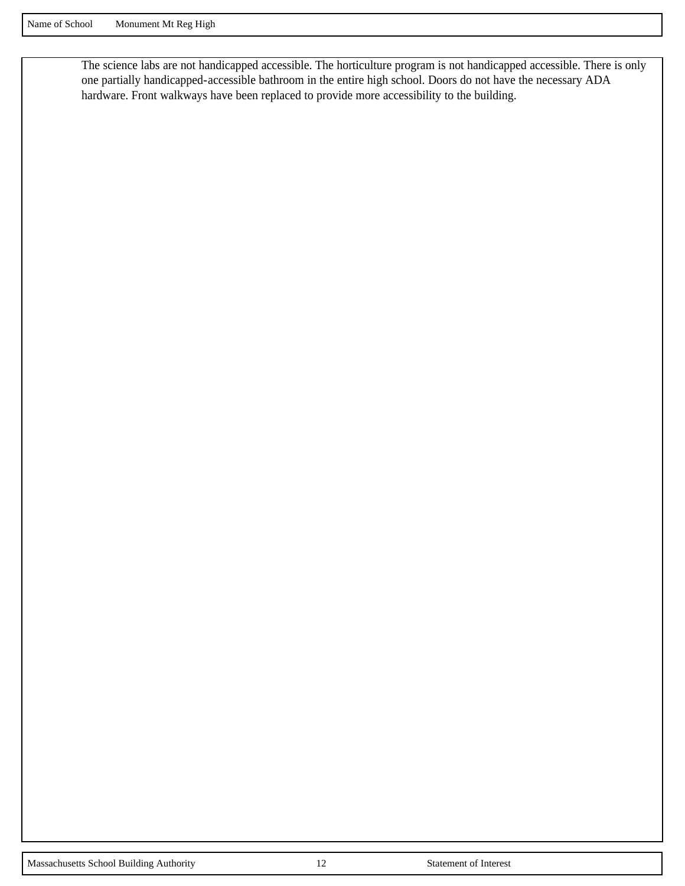Name of School Monument Mt Reg High

The science labs are not handicapped accessible. The horticulture program is not handicapped accessible. There is only one partially handicapped-accessible bathroom in the entire high school. Doors do not have the necessary ADA hardware. Front walkways have been replaced to provide more accessibility to the building.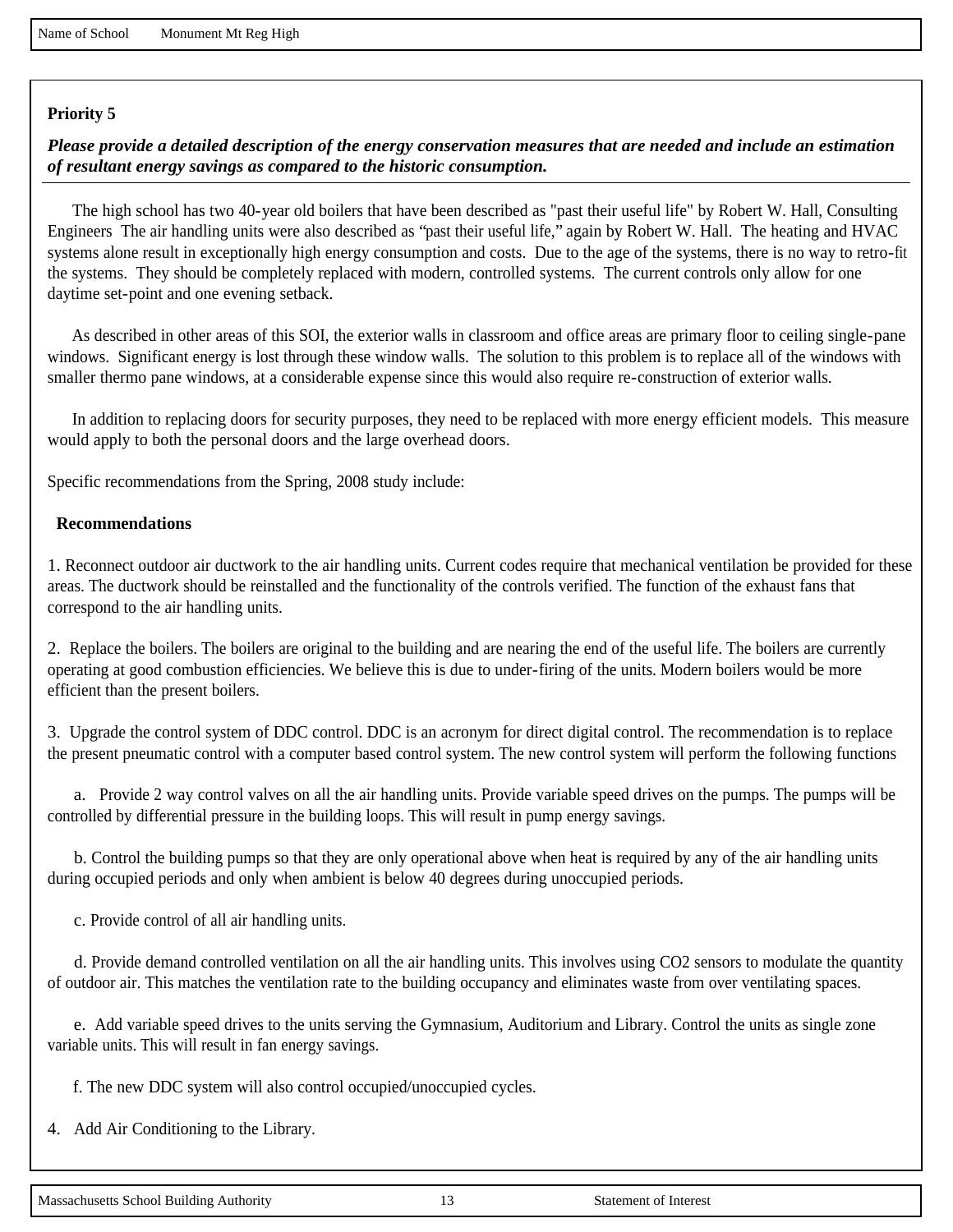Name of School Monument Mt Reg High

**Priority 5**

***Please provide a detailed description of the energy conservation measures that are needed and include an estimation of resultant energy savings as compared to the historic consumption.***

The high school has two 40-year old boilers that have been described as "past their useful life" by Robert W. Hall, Consulting Engineers The air handling units were also described as "past their useful life," again by Robert W. Hall. The heating and HVAC systems alone result in exceptionally high energy consumption and costs. Due to the age of the systems, there is no way to retro-fit the systems. They should be completely replaced with modern, controlled systems. The current controls only allow for one daytime set-point and one evening setback.

As described in other areas of this SOI, the exterior walls in classroom and office areas are primary floor to ceiling single-pane windows. Significant energy is lost through these window walls. The solution to this problem is to replace all of the windows with smaller thermo pane windows, at a considerable expense since this would also require re-construction of exterior walls.

In addition to replacing doors for security purposes, they need to be replaced with more energy efficient models. This measure would apply to both the personal doors and the large overhead doors.

Specific recommendations from the Spring, 2008 study include:

**Recommendations**

1. Reconnect outdoor air ductwork to the air handling units. Current codes require that mechanical ventilation be provided for these areas. The ductwork should be reinstalled and the functionality of the controls verified. The function of the exhaust fans that correspond to the air handling units.

2. Replace the boilers. The boilers are original to the building and are nearing the end of the useful life. The boilers are currently operating at good combustion efficiencies. We believe this is due to under-firing of the units. Modern boilers would be more efficient than the present boilers.

3. Upgrade the control system of DDC control. DDC is an acronym for direct digital control. The recommendation is to replace the present pneumatic control with a computer based control system. The new control system will perform the following functions

a. Provide 2 way control valves on all the air handling units. Provide variable speed drives on the pumps. The pumps will be controlled by differential pressure in the building loops. This will result in pump energy savings.

b. Control the building pumps so that they are only operational above when heat is required by any of the air handling units during occupied periods and only when ambient is below 40 degrees during unoccupied periods.

c. Provide control of all air handling units.

d. Provide demand controlled ventilation on all the air handling units. This involves using $CO_2$ sensors to modulate the quantity of outdoor air. This matches the ventilation rate to the building occupancy and eliminates waste from over ventilating spaces.

e. Add variable speed drives to the units serving the Gymnasium, Auditorium and Library. Control the units as single zone variable units. This will result in fan energy savings.

f. The new DDC system will also control occupied/unoccupied cycles.

4. Add Air Conditioning to the Library.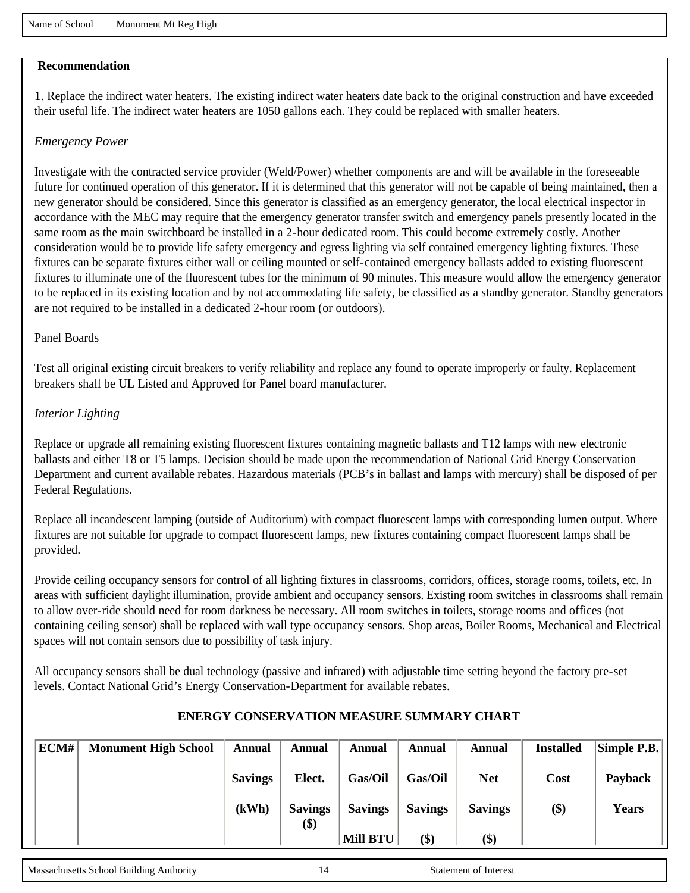Name of School Monument Mt Reg High

**Recommendation**

1. Replace the indirect water heaters. The existing indirect water heaters date back to the original construction and have exceeded their useful life. The indirect water heaters are 1050 gallons each. They could be replaced with smaller heaters.

*Emergency Power*

Investigate with the contracted service provider (Weld/Power) whether components are and will be available in the foreseeable future for continued operation of this generator. If it is determined that this generator will not be capable of being maintained, then a new generator should be considered. Since this generator is classified as an emergency generator, the local electrical inspector in accordance with the MEC may require that the emergency generator transfer switch and emergency panels presently located in the same room as the main switchboard be installed in a 2-hour dedicated room. This could become extremely costly. Another consideration would be to provide life safety emergency and egress lighting via self contained emergency lighting fixtures. These fixtures can be separate fixtures either wall or ceiling mounted or self-contained emergency ballasts added to existing fluorescent fixtures to illuminate one of the fluorescent tubes for the minimum of 90 minutes. This measure would allow the emergency generator to be replaced in its existing location and by not accommodating life safety, be classified as a standby generator. Standby generators are not required to be installed in a dedicated 2-hour room (or outdoors).

Panel Boards

Test all original existing circuit breakers to verify reliability and replace any found to operate improperly or faulty. Replacement breakers shall be UL Listed and Approved for Panel board manufacturer.

*Interior Lighting*

Replace or upgrade all remaining existing fluorescent fixtures containing magnetic ballasts and T12 lamps with new electronic ballasts and either T8 or T5 lamps. Decision should be made upon the recommendation of National Grid Energy Conservation Department and current available rebates. Hazardous materials (PCB's in ballast and lamps with mercury) shall be disposed of per Federal Regulations.

Replace all incandescent lamping (outside of Auditorium) with compact fluorescent lamps with corresponding lumen output. Where fixtures are not suitable for upgrade to compact fluorescent lamps, new fixtures containing compact fluorescent lamps shall be provided.

Provide ceiling occupancy sensors for control of all lighting fixtures in classrooms, corridors, offices, storage rooms, toilets, etc. In areas with sufficient daylight illumination, provide ambient and occupancy sensors. Existing room switches in classrooms shall remain to allow over-ride should need for room darkness be necessary. All room switches in toilets, storage rooms and offices (not containing ceiling sensor) shall be replaced with wall type occupancy sensors. Shop areas, Boiler Rooms, Mechanical and Electrical spaces will not contain sensors due to possibility of task injury.

All occupancy sensors shall be dual technology (passive and infrared) with adjustable time setting beyond the factory pre-set levels. Contact National Grid's Energy Conservation-Department for available rebates.

**ENERGY CONSERVATION MEASURE SUMMARY CHART**

| ECM# | Monument High School | Annual Savings (kWh) | Annual Elect. Savings ($) | Annual Gas/Oil Savings Mill BTU | Annual Gas/Oil Savings ($) | Annual Net Savings ($) | Installed Cost ($) | Simple P.B. Payback Years |
|---|---|---|---|---|---|---|---|---|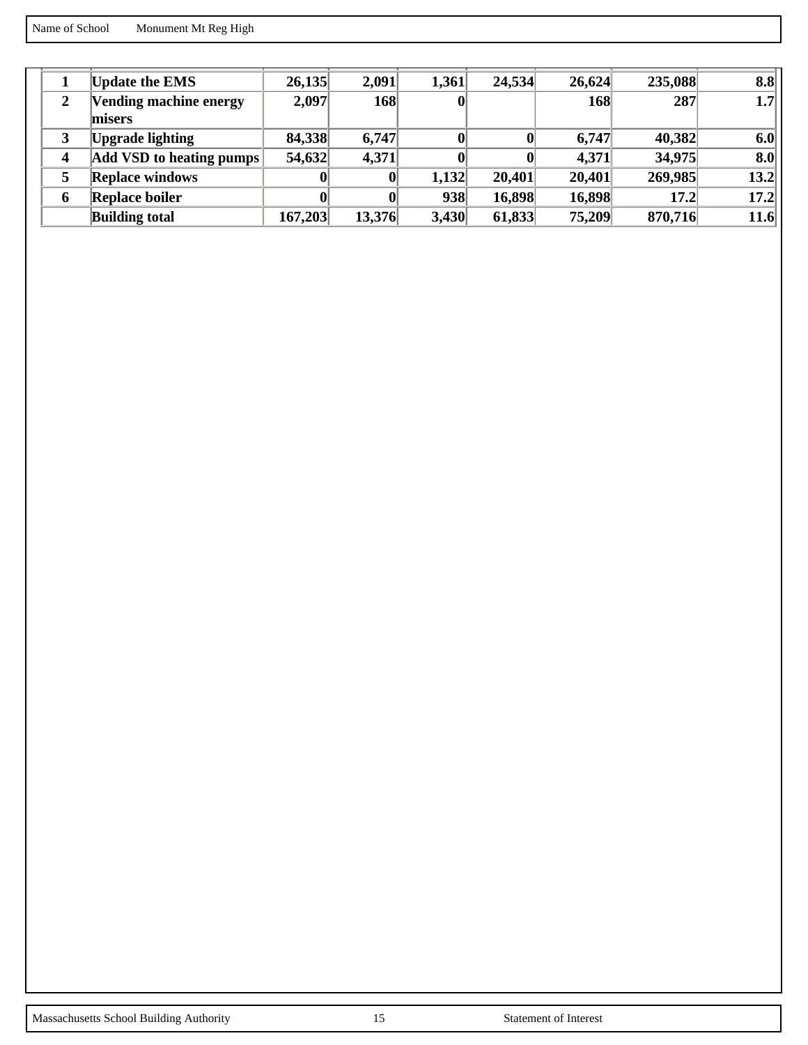Name of School Monument Mt Reg High

| | | | | | | | | |
|---|---|---|---|---|---|---|---|---|
| **1** | **Update the EMS** | **26,135** | **2,091** | **1,361** | **24,534** | **26,624** | **235,088** | **8.8** |
| **2** | **Vending machine energy misers** | **2,097** | **168** | **0** | | **168** | **287** | **1.7** |
| **3** | **Upgrade lighting** | **84,338** | **6,747** | **0** | **0** | **6,747** | **40,382** | **6.0** |
| **4** | **Add VSD to heating pumps** | **54,632** | **4,371** | **0** | **0** | **4,371** | **34,975** | **8.0** |
| **5** | **Replace windows** | **0** | **0** | **1,132** | **20,401** | **20,401** | **269,985** | **13.2** |
| **6** | **Replace boiler** | **0** | **0** | **938** | **16,898** | **16,898** | **17.2** | **17.2** |
| | **Building total** | **167,203** | **13,376** | **3,430** | **61,833** | **75,209** | **870,716** | **11.6** |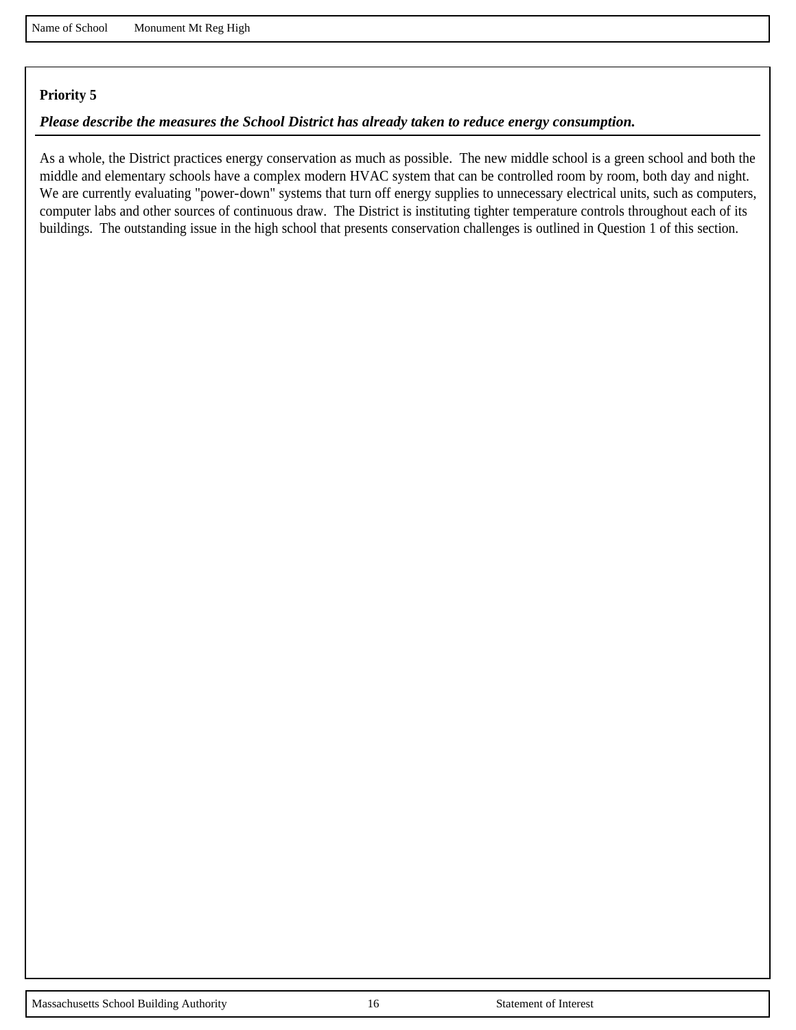Name of School Monument Mt Reg High

**Priority 5**

***Please describe the measures the School District has already taken to reduce energy consumption.***

As a whole, the District practices energy conservation as much as possible. The new middle school is a green school and both the middle and elementary schools have a complex modern HVAC system that can be controlled room by room, both day and night. We are currently evaluating "power-down" systems that turn off energy supplies to unnecessary electrical units, such as computers, computer labs and other sources of continuous draw. The District is instituting tighter temperature controls throughout each of its buildings. The outstanding issue in the high school that presents conservation challenges is outlined in Question 1 of this section.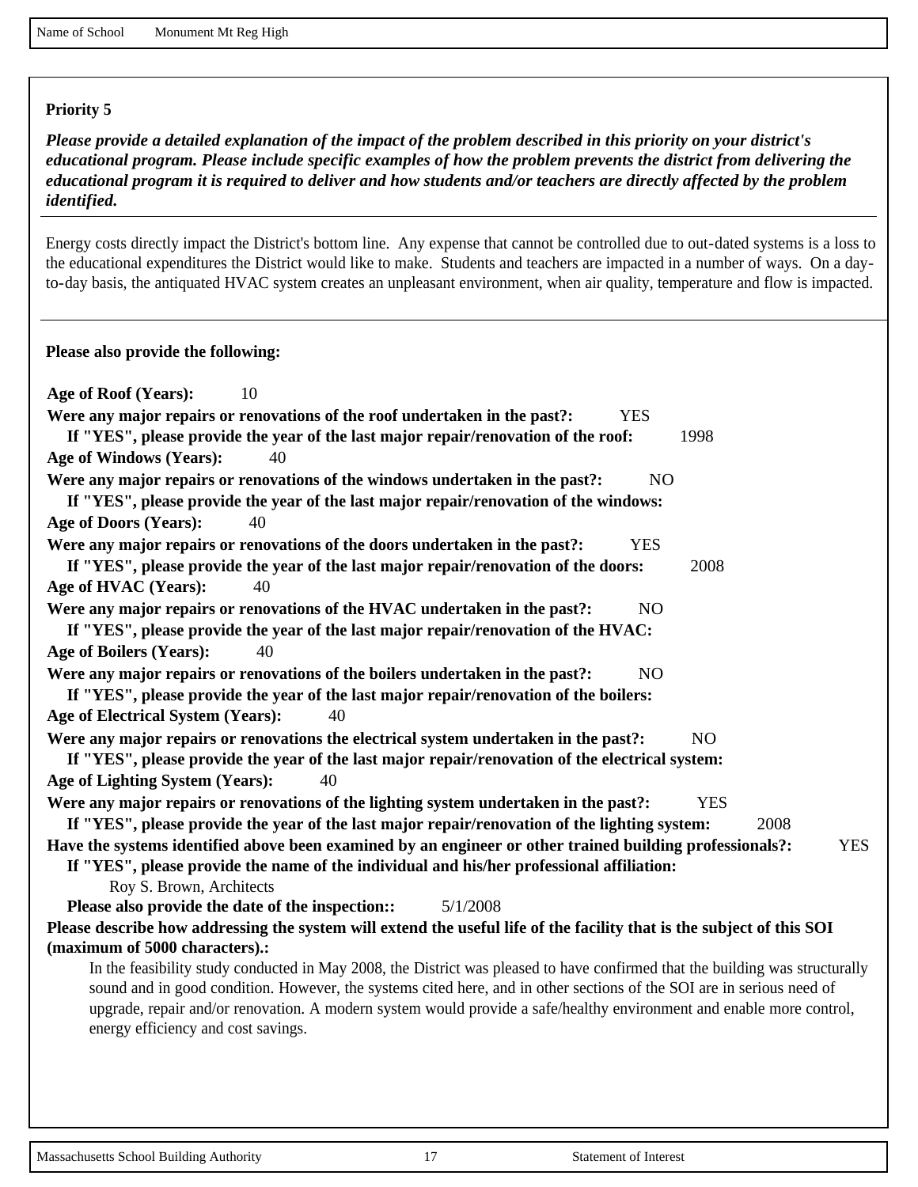Name of School Monument Mt Reg High

**Priority 5**

***Please provide a detailed explanation of the impact of the problem described in this priority on your district's educational program. Please include specific examples of how the problem prevents the district from delivering the educational program it is required to deliver and how students and/or teachers are directly affected by the problem identified.***

Energy costs directly impact the District's bottom line. Any expense that cannot be controlled due to out-dated systems is a loss to the educational expenditures the District would like to make. Students and teachers are impacted in a number of ways. On a day-to-day basis, the antiquated HVAC system creates an unpleasant environment, when air quality, temperature and flow is impacted.

**Please also provide the following:**

**Age of Roof (Years):** 10

**Were any major repairs or renovations of the roof undertaken in the past?:** YES

**If "YES", please provide the year of the last major repair/renovation of the roof:** 1998

**Age of Windows (Years):** 40

**Were any major repairs or renovations of the windows undertaken in the past?:** NO

**If "YES", please provide the year of the last major repair/renovation of the windows:**

**Age of Doors (Years):** 40

**Were any major repairs or renovations of the doors undertaken in the past?:** YES

**If "YES", please provide the year of the last major repair/renovation of the doors:** 2008

**Age of HVAC (Years):** 40

**Were any major repairs or renovations of the HVAC undertaken in the past?:** NO

**If "YES", please provide the year of the last major repair/renovation of the HVAC:**

**Age of Boilers (Years):** 40

**Were any major repairs or renovations of the boilers undertaken in the past?:** NO

**If "YES", please provide the year of the last major repair/renovation of the boilers:**

**Age of Electrical System (Years):** 40

**Were any major repairs or renovations the electrical system undertaken in the past?:** NO

**If "YES", please provide the year of the last major repair/renovation of the electrical system:**

**Age of Lighting System (Years):** 40

**Were any major repairs or renovations of the lighting system undertaken in the past?:** YES

**If "YES", please provide the year of the last major repair/renovation of the lighting system:** 2008

**Have the systems identified above been examined by an engineer or other trained building professionals?:** YES

**If "YES", please provide the name of the individual and his/her professional affiliation:**

Roy S. Brown, Architects

**Please also provide the date of the inspection::** 5/1/2008

**Please describe how addressing the system will extend the useful life of the facility that is the subject of this SOI (maximum of 5000 characters).:**

In the feasibility study conducted in May 2008, the District was pleased to have confirmed that the building was structurally sound and in good condition. However, the systems cited here, and in other sections of the SOI are in serious need of upgrade, repair and/or renovation. A modern system would provide a safe/healthy environment and enable more control, energy efficiency and cost savings.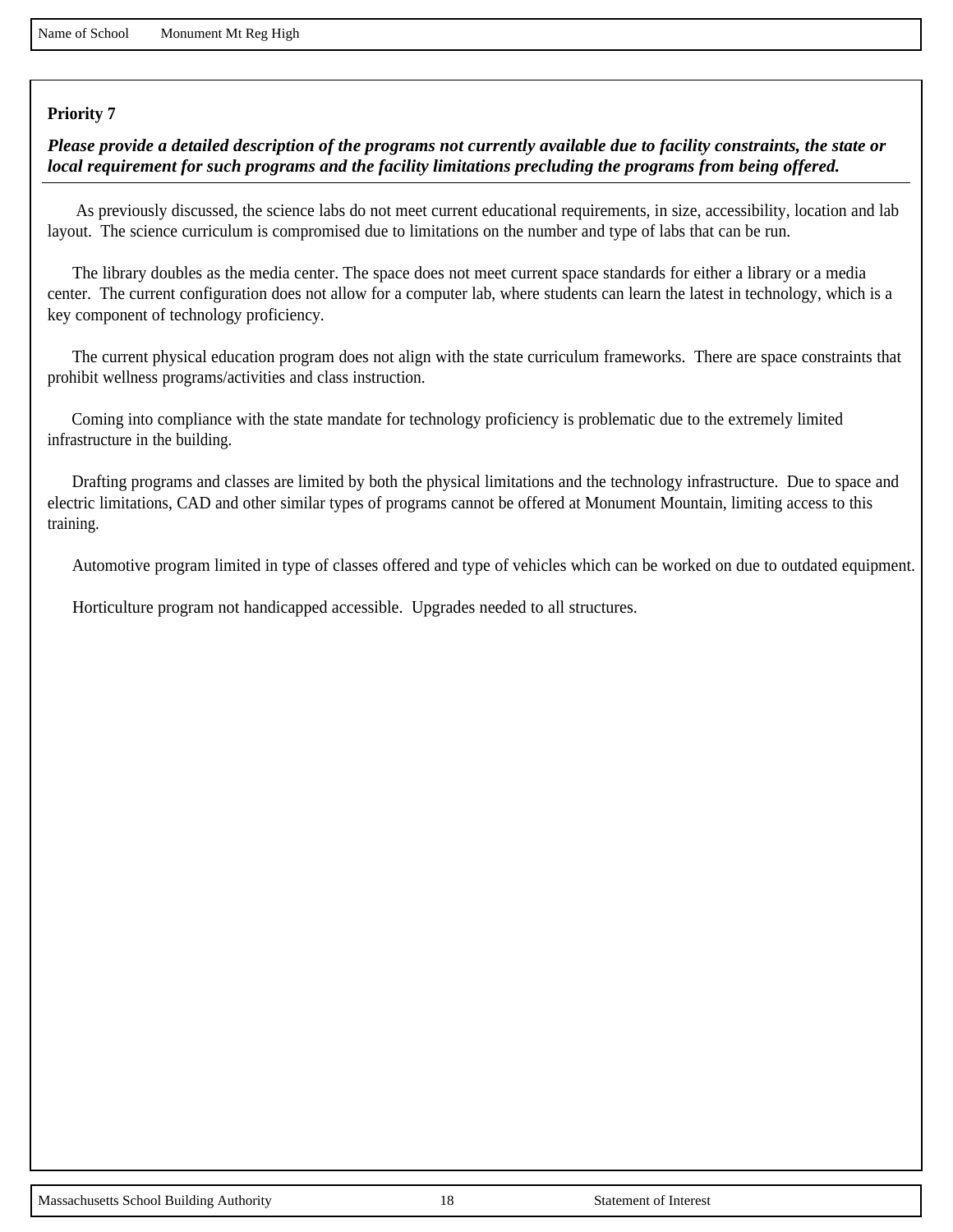Name of School Monument Mt Reg High

**Priority 7**

***Please provide a detailed description of the programs not currently available due to facility constraints, the state or local requirement for such programs and the facility limitations precluding the programs from being offered.***

As previously discussed, the science labs do not meet current educational requirements, in size, accessibility, location and lab layout. The science curriculum is compromised due to limitations on the number and type of labs that can be run.

The library doubles as the media center. The space does not meet current space standards for either a library or a media center. The current configuration does not allow for a computer lab, where students can learn the latest in technology, which is a key component of technology proficiency.

The current physical education program does not align with the state curriculum frameworks. There are space constraints that prohibit wellness programs/activities and class instruction.

Coming into compliance with the state mandate for technology proficiency is problematic due to the extremely limited infrastructure in the building.

Drafting programs and classes are limited by both the physical limitations and the technology infrastructure. Due to space and electric limitations, CAD and other similar types of programs cannot be offered at Monument Mountain, limiting access to this training.

Automotive program limited in type of classes offered and type of vehicles which can be worked on due to outdated equipment.

Horticulture program not handicapped accessible. Upgrades needed to all structures.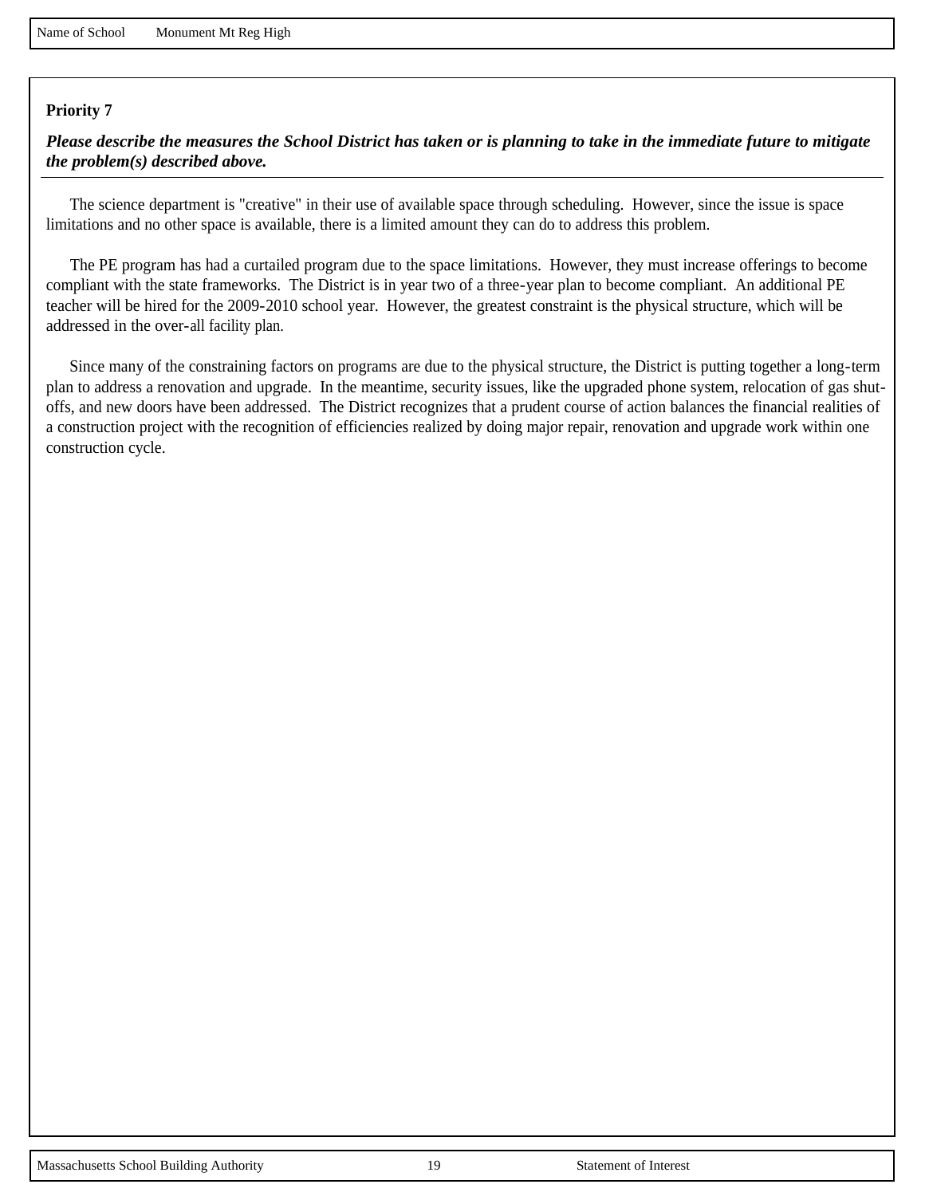Name of School Monument Mt Reg High

**Priority 7**

***Please describe the measures the School District has taken or is planning to take in the immediate future to mitigate the problem(s) described above.***

The science department is "creative" in their use of available space through scheduling. However, since the issue is space limitations and no other space is available, there is a limited amount they can do to address this problem.

The PE program has had a curtailed program due to the space limitations. However, they must increase offerings to become compliant with the state frameworks. The District is in year two of a three-year plan to become compliant. An additional PE teacher will be hired for the 2009-2010 school year. However, the greatest constraint is the physical structure, which will be addressed in the over-all facility plan.

Since many of the constraining factors on programs are due to the physical structure, the District is putting together a long-term plan to address a renovation and upgrade. In the meantime, security issues, like the upgraded phone system, relocation of gas shut-offs, and new doors have been addressed. The District recognizes that a prudent course of action balances the financial realities of a construction project with the recognition of efficiencies realized by doing major repair, renovation and upgrade work within one construction cycle.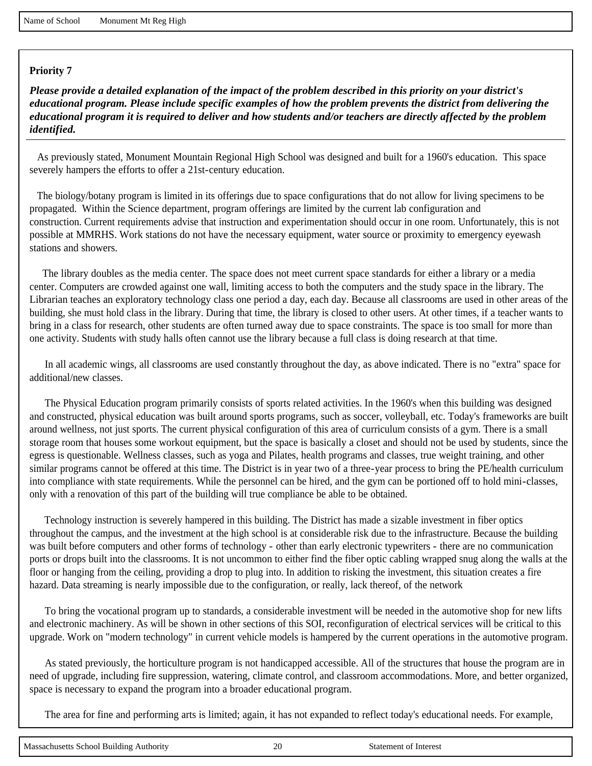Name of School Monument Mt Reg High

**Priority 7**

***Please provide a detailed explanation of the impact of the problem described in this priority on your district's educational program. Please include specific examples of how the problem prevents the district from delivering the educational program it is required to deliver and how students and/or teachers are directly affected by the problem identified.***

As previously stated, Monument Mountain Regional High School was designed and built for a 1960's education. This space severely hampers the efforts to offer a 21st-century education.

The biology/botany program is limited in its offerings due to space configurations that do not allow for living specimens to be propagated. Within the Science department, program offerings are limited by the current lab configuration and construction. Current requirements advise that instruction and experimentation should occur in one room. Unfortunately, this is not possible at MMRHS. Work stations do not have the necessary equipment, water source or proximity to emergency eyewash stations and showers.

The library doubles as the media center. The space does not meet current space standards for either a library or a media center. Computers are crowded against one wall, limiting access to both the computers and the study space in the library. The Librarian teaches an exploratory technology class one period a day, each day. Because all classrooms are used in other areas of the building, she must hold class in the library. During that time, the library is closed to other users. At other times, if a teacher wants to bring in a class for research, other students are often turned away due to space constraints. The space is too small for more than one activity. Students with study halls often cannot use the library because a full class is doing research at that time.

In all academic wings, all classrooms are used constantly throughout the day, as above indicated. There is no "extra" space for additional/new classes.

The Physical Education program primarily consists of sports related activities. In the 1960's when this building was designed and constructed, physical education was built around sports programs, such as soccer, volleyball, etc. Today's frameworks are built around wellness, not just sports. The current physical configuration of this area of curriculum consists of a gym. There is a small storage room that houses some workout equipment, but the space is basically a closet and should not be used by students, since the egress is questionable. Wellness classes, such as yoga and Pilates, health programs and classes, true weight training, and other similar programs cannot be offered at this time. The District is in year two of a three-year process to bring the PE/health curriculum into compliance with state requirements. While the personnel can be hired, and the gym can be portioned off to hold mini-classes, only with a renovation of this part of the building will true compliance be able to be obtained.

Technology instruction is severely hampered in this building. The District has made a sizable investment in fiber optics throughout the campus, and the investment at the high school is at considerable risk due to the infrastructure. Because the building was built before computers and other forms of technology - other than early electronic typewriters - there are no communication ports or drops built into the classrooms. It is not uncommon to either find the fiber optic cabling wrapped snug along the walls at the floor or hanging from the ceiling, providing a drop to plug into. In addition to risking the investment, this situation creates a fire hazard. Data streaming is nearly impossible due to the configuration, or really, lack thereof, of the network

To bring the vocational program up to standards, a considerable investment will be needed in the automotive shop for new lifts and electronic machinery. As will be shown in other sections of this SOI, reconfiguration of electrical services will be critical to this upgrade. Work on "modern technology" in current vehicle models is hampered by the current operations in the automotive program.

As stated previously, the horticulture program is not handicapped accessible. All of the structures that house the program are in need of upgrade, including fire suppression, watering, climate control, and classroom accommodations. More, and better organized, space is necessary to expand the program into a broader educational program.

The area for fine and performing arts is limited; again, it has not expanded to reflect today's educational needs. For example,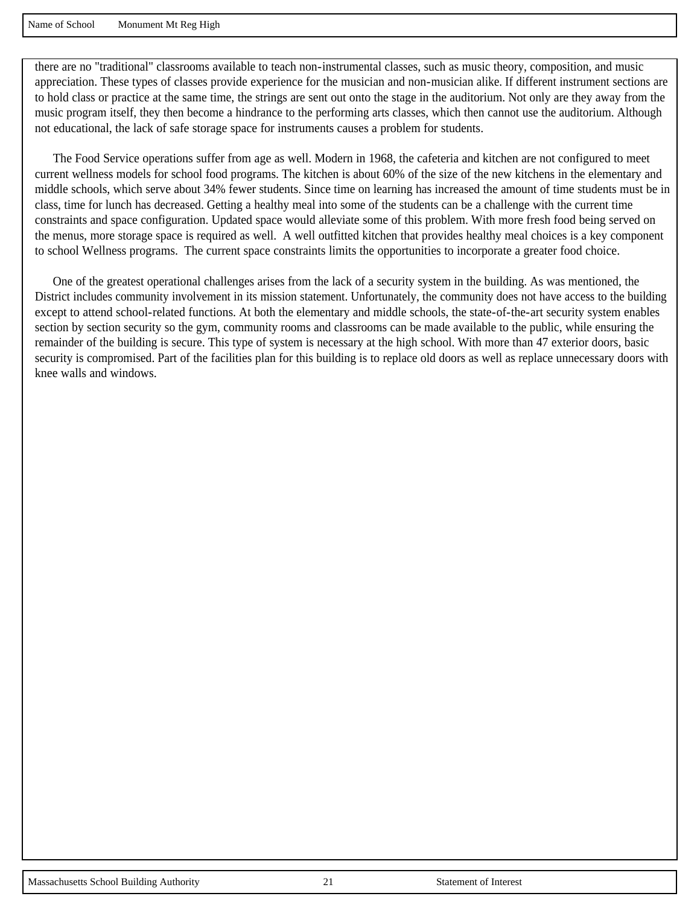there are no "traditional" classrooms available to teach non-instrumental classes, such as music theory, composition, and music appreciation. These types of classes provide experience for the musician and non-musician alike. If different instrument sections are to hold class or practice at the same time, the strings are sent out onto the stage in the auditorium. Not only are they away from the music program itself, they then become a hindrance to the performing arts classes, which then cannot use the auditorium. Although not educational, the lack of safe storage space for instruments causes a problem for students.

The Food Service operations suffer from age as well. Modern in 1968, the cafeteria and kitchen are not configured to meet current wellness models for school food programs. The kitchen is about 60% of the size of the new kitchens in the elementary and middle schools, which serve about 34% fewer students. Since time on learning has increased the amount of time students must be in class, time for lunch has decreased. Getting a healthy meal into some of the students can be a challenge with the current time constraints and space configuration. Updated space would alleviate some of this problem. With more fresh food being served on the menus, more storage space is required as well. A well outfitted kitchen that provides healthy meal choices is a key component to school Wellness programs. The current space constraints limits the opportunities to incorporate a greater food choice.

One of the greatest operational challenges arises from the lack of a security system in the building. As was mentioned, the District includes community involvement in its mission statement. Unfortunately, the community does not have access to the building except to attend school-related functions. At both the elementary and middle schools, the state-of-the-art security system enables section by section security so the gym, community rooms and classrooms can be made available to the public, while ensuring the remainder of the building is secure. This type of system is necessary at the high school. With more than 47 exterior doors, basic security is compromised. Part of the facilities plan for this building is to replace old doors as well as replace unnecessary doors with knee walls and windows.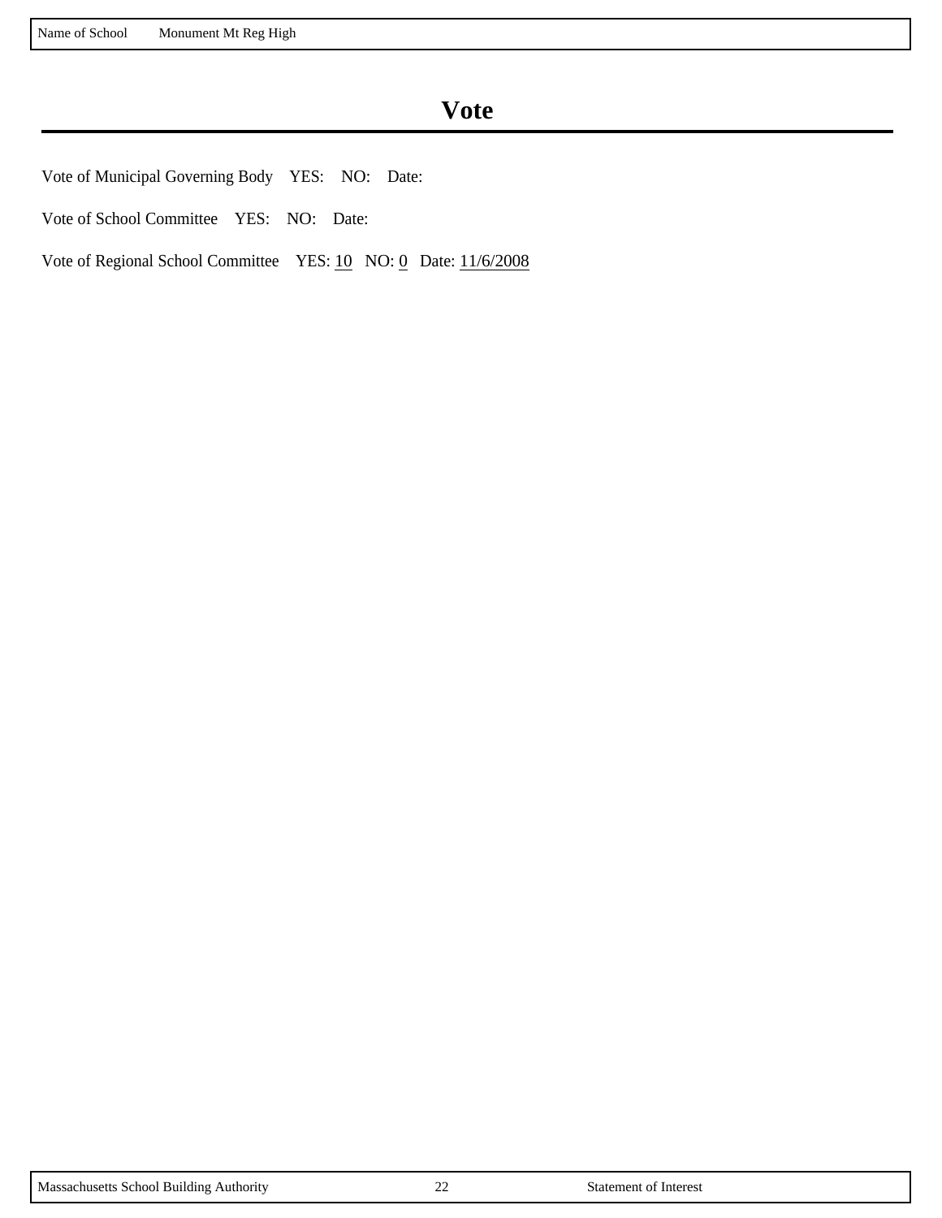Name of School Monument Mt Reg High

# Vote

Vote of Municipal Governing Body YES: NO: Date:

Vote of School Committee YES: NO: Date:

Vote of Regional School Committee YES: 10 NO: 0 Date: 11/6/2008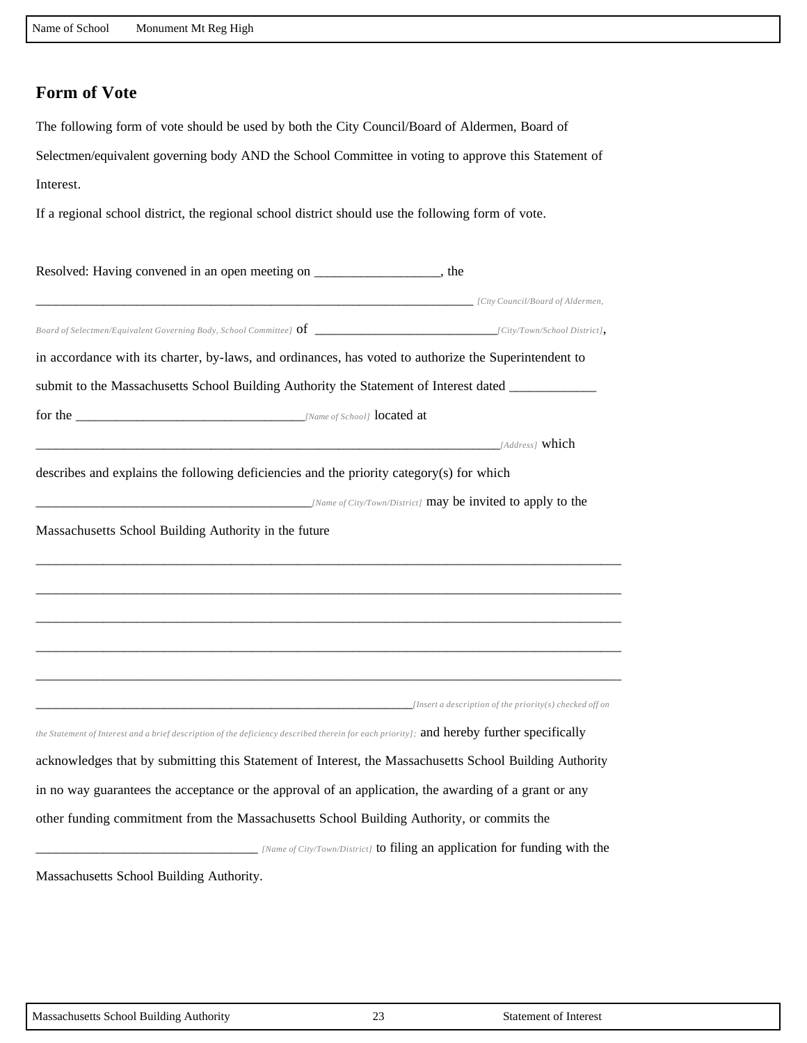## Form of Vote

The following form of vote should be used by both the City Council/Board of Aldermen, Board of Selectmen/equivalent governing body AND the School Committee in voting to approve this Statement of Interest.

If a regional school district, the regional school district should use the following form of vote.

Resolved: Having convened in an open meeting on __________________, the _____________________________________________________________________ *[City Council/Board of Aldermen, Board of Selectmen/Equivalent Governing Body, School Committee]* of _____________________________*[City/Town/School District]*, in accordance with its charter, by-laws, and ordinances, has voted to authorize the Superintendent to submit to the Massachusetts School Building Authority the Statement of Interest dated _____________ for the __________________________________*[Name of School]* located at ___________________________________________________________________________*[Address]* which describes and explains the following deficiencies and the priority category(s) for which _________________________________________*[Name of City/Town/District]* may be invited to apply to the Massachusetts School Building Authority in the future

______________________________________________________________________________________

______________________________________________________________________________________

______________________________________________________________________________________

______________________________________________________________________________________

______________________________________________________________________________________

______________________________________________________________*[Insert a description of the priority(s) checked off on the Statement of Interest and a brief description of the deficiency described therein for each priority]*; and hereby further specifically acknowledges that by submitting this Statement of Interest, the Massachusetts School Building Authority in no way guarantees the acceptance or the approval of an application, the awarding of a grant or any other funding commitment from the Massachusetts School Building Authority, or commits the _________________________________ *[Name of City/Town/District]* to filing an application for funding with the Massachusetts School Building Authority.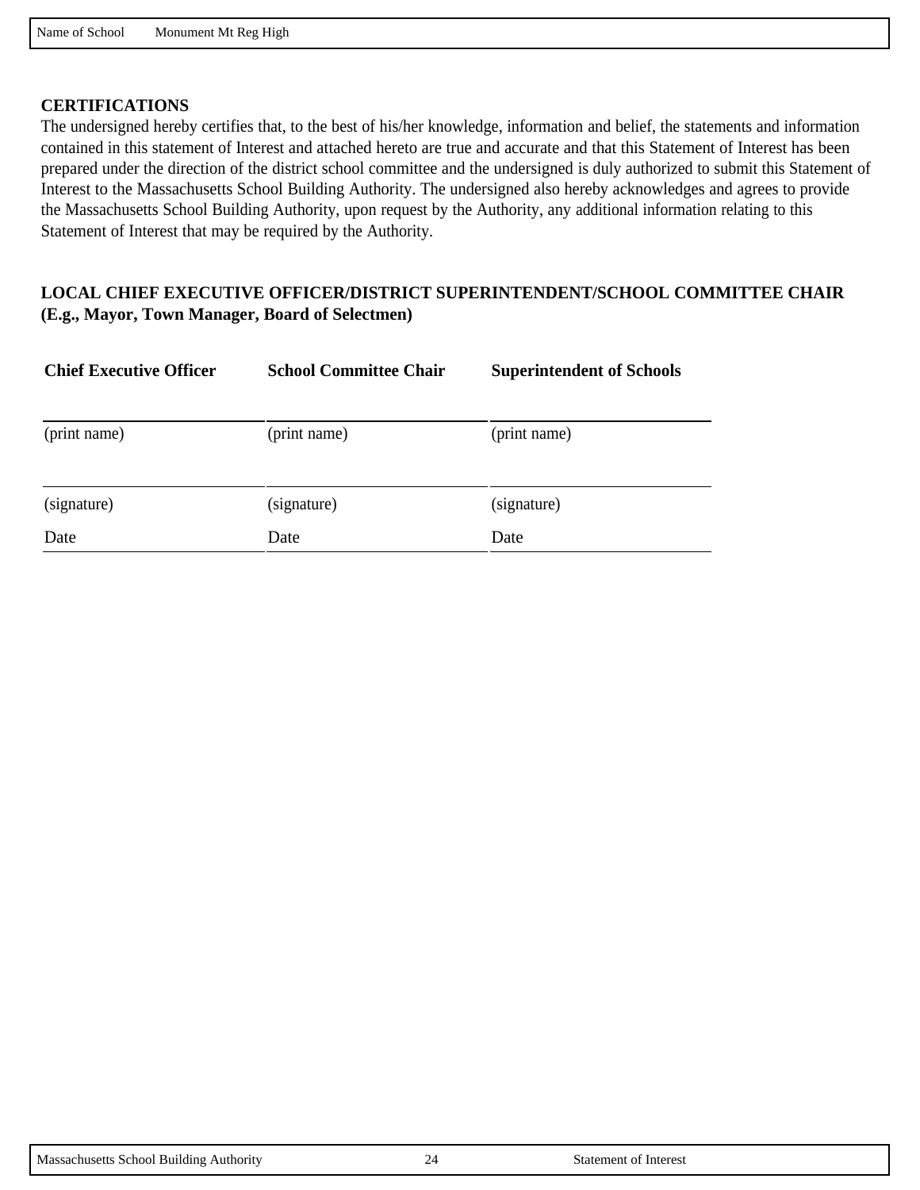Name of School Monument Mt Reg High

**CERTIFICATIONS**

The undersigned hereby certifies that, to the best of his/her knowledge, information and belief, the statements and information contained in this statement of Interest and attached hereto are true and accurate and that this Statement of Interest has been prepared under the direction of the district school committee and the undersigned is duly authorized to submit this Statement of Interest to the Massachusetts School Building Authority. The undersigned also hereby acknowledges and agrees to provide the Massachusetts School Building Authority, upon request by the Authority, any additional information relating to this Statement of Interest that may be required by the Authority.

**LOCAL CHIEF EXECUTIVE OFFICER/DISTRICT SUPERINTENDENT/SCHOOL COMMITTEE CHAIR (E.g., Mayor, Town Manager, Board of Selectmen)**

| Chief Executive Officer | School Committee Chair | Superintendent of Schools |
|---|---|---|
| (print name) | (print name) | (print name) |
| (signature) | (signature) | (signature) |
| Date | Date | Date |